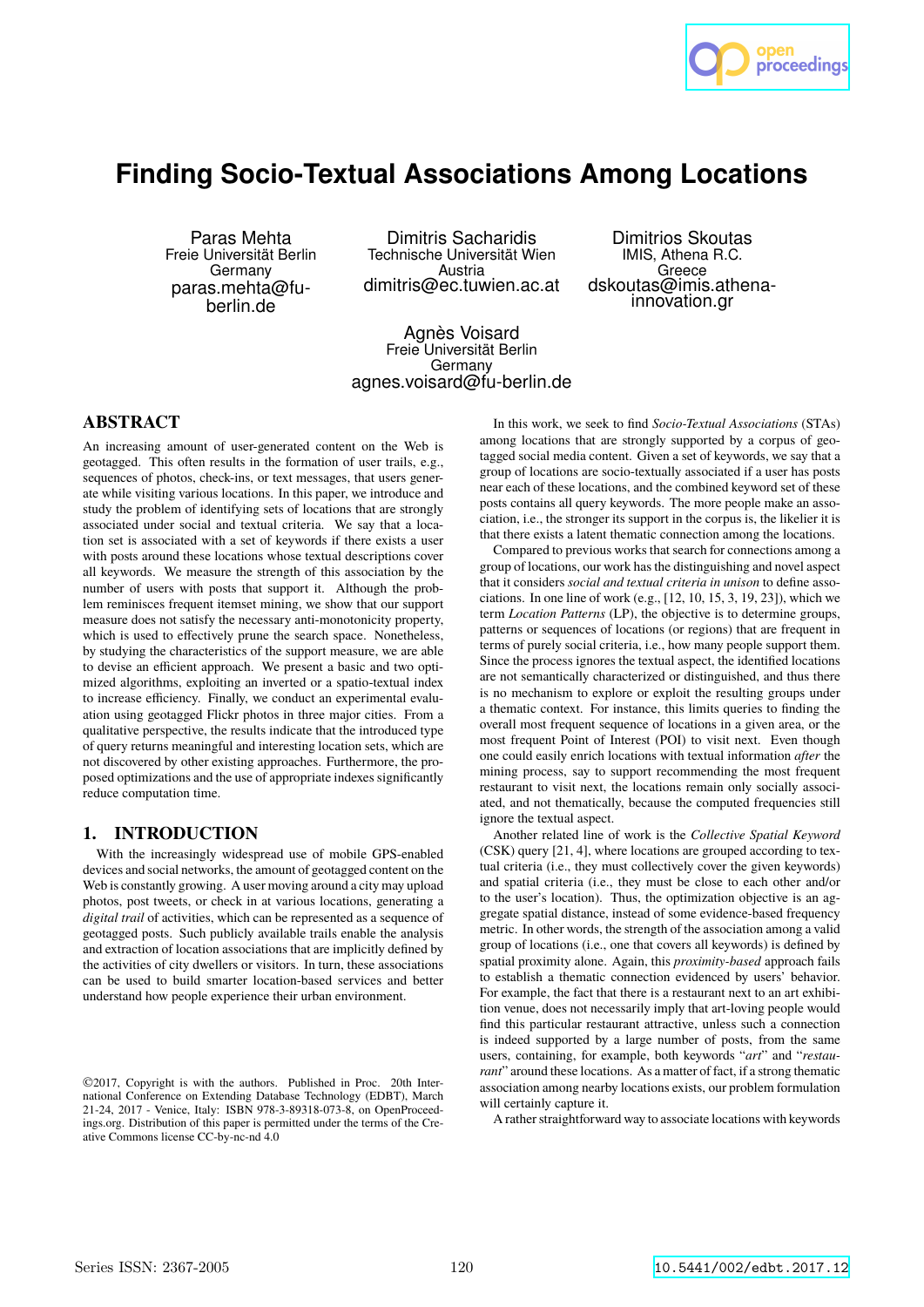# Finding Socio-Textual Associations Among Locations

Paras Mehta
Freie Universität Berlin
Germany
paras.mehta@fu-berlin.de

Dimitris Sacharidis
Technische Universität Wien
Austria
dimitris@ec.tuwien.ac.at

Dimitrios Skoutas
IMIS, Athena R.C.
Greece
dskoutas@imis.athena-innovation.gr

Agnès Voisard
Freie Universität Berlin
Germany
agnes.voisard@fu-berlin.de

## ABSTRACT

An increasing amount of user-generated content on the Web is geotagged. This often results in the formation of user trails, e.g., sequences of photos, check-ins, or text messages, that users generate while visiting various locations. In this paper, we introduce and study the problem of identifying sets of locations that are strongly associated under social and textual criteria. We say that a location set is associated with a set of keywords if there exists a user with posts around these locations whose textual descriptions cover all keywords. We measure the strength of this association by the number of users with posts that support it. Although the problem reminisces frequent itemset mining, we show that our support measure does not satisfy the necessary anti-monotonicity property, which is used to effectively prune the search space. Nonetheless, by studying the characteristics of the support measure, we are able to devise an efficient approach. We present a basic and two optimized algorithms, exploiting an inverted or a spatio-textual index to increase efficiency. Finally, we conduct an experimental evaluation using geotagged Flickr photos in three major cities. From a qualitative perspective, the results indicate that the introduced type of query returns meaningful and interesting location sets, which are not discovered by other existing approaches. Furthermore, the proposed optimizations and the use of appropriate indexes significantly reduce computation time.

## 1. INTRODUCTION

With the increasingly widespread use of mobile GPS-enabled devices and social networks, the amount of geotagged content on the Web is constantly growing. A user moving around a city may upload photos, post tweets, or check in at various locations, generating a *digital trail* of activities, which can be represented as a sequence of geotagged posts. Such publicly available trails enable the analysis and extraction of location associations that are implicitly defined by the activities of city dwellers or visitors. In turn, these associations can be used to build smarter location-based services and better understand how people experience their urban environment.

©2017, Copyright is with the authors. Published in Proc. 20th International Conference on Extending Database Technology (EDBT), March 21-24, 2017 - Venice, Italy: ISBN 978-3-89318-073-8, on OpenProceedings.org. Distribution of this paper is permitted under the terms of the Creative Commons license CC-by-nc-nd 4.0

In this work, we seek to find *Socio-Textual Associations* (STAs) among locations that are strongly supported by a corpus of geotagged social media content. Given a set of keywords, we say that a group of locations are socio-textually associated if a user has posts near each of these locations, and the combined keyword set of these posts contains all query keywords. The more people make an association, i.e., the stronger its support in the corpus is, the likelier it is that there exists a latent thematic connection among the locations.

Compared to previous works that search for connections among a group of locations, our work has the distinguishing and novel aspect that it considers *social and textual criteria in unison* to define associations. In one line of work (e.g., [12, 10, 15, 3, 19, 23]), which we term *Location Patterns* (LP), the objective is to determine groups, patterns or sequences of locations (or regions) that are frequent in terms of purely social criteria, i.e., how many people support them. Since the process ignores the textual aspect, the identified locations are not semantically characterized or distinguished, and thus there is no mechanism to explore or exploit the resulting groups under a thematic context. For instance, this limits queries to finding the overall most frequent sequence of locations in a given area, or the most frequent Point of Interest (POI) to visit next. Even though one could easily enrich locations with textual information *after* the mining process, say to support recommending the most frequent restaurant to visit next, the locations remain only socially associated, and not thematically, because the computed frequencies still ignore the textual aspect.

Another related line of work is the *Collective Spatial Keyword* (CSK) query [21, 4], where locations are grouped according to textual criteria (i.e., they must collectively cover the given keywords) and spatial criteria (i.e., they must be close to each other and/or to the user's location). Thus, the optimization objective is an aggregate spatial distance, instead of some evidence-based frequency metric. In other words, the strength of the association among a valid group of locations (i.e., one that covers all keywords) is defined by spatial proximity alone. Again, this *proximity-based* approach fails to establish a thematic connection evidenced by users' behavior. For example, the fact that there is a restaurant next to an art exhibition venue, does not necessarily imply that art-loving people would find this particular restaurant attractive, unless such a connection is indeed supported by a large number of posts, from the same users, containing, for example, both keywords "*art*" and "*restaurant*" around these locations. As a matter of fact, if a strong thematic association among nearby locations exists, our problem formulation will certainly capture it.

A rather straightforward way to associate locations with keywords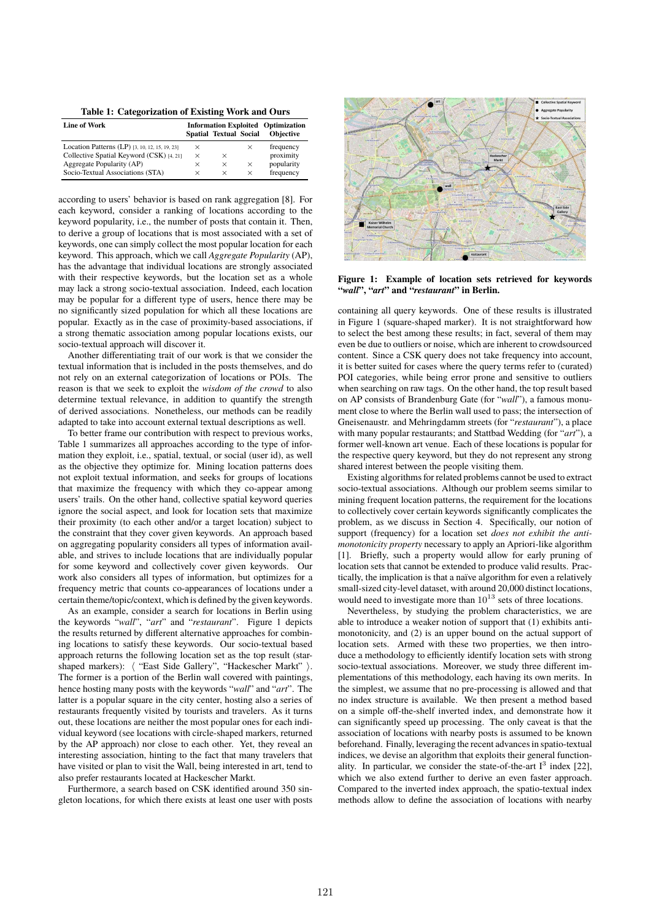**Table 1: Categorization of Existing Work and Ours**

| Line of Work | Information Exploited | | | Optimization |
|---|---|---|---|---|
| | Spatial | Textual | Social | Objective |
| Location Patterns (LP) [3, 10, 12, 15, 19, 23] | × | | × | frequency |
| Collective Spatial Keyword (CSK) [4, 21] | × | × | | proximity |
| Aggregate Popularity (AP) | × | × | × | popularity |
| Socio-Textual Associations (STA) | × | × | × | frequency |

according to users' behavior is based on rank aggregation [8]. For each keyword, consider a ranking of locations according to the keyword popularity, i.e., the number of posts that contain it. Then, to derive a group of locations that is most associated with a set of keywords, one can simply collect the most popular location for each keyword. This approach, which we call *Aggregate Popularity* (AP), has the advantage that individual locations are strongly associated with their respective keywords, but the location set as a whole may lack a strong socio-textual association. Indeed, each location may be popular for a different type of users, hence there may be no significantly sized population for which all these locations are popular. Exactly as in the case of proximity-based associations, if a strong thematic association among popular locations exists, our socio-textual approach will discover it.

Another differentiating trait of our work is that we consider the textual information that is included in the posts themselves, and do not rely on an external categorization of locations or POIs. The reason is that we seek to exploit the *wisdom of the crowd* to also determine textual relevance, in addition to quantify the strength of derived associations. Nonetheless, our methods can be readily adapted to take into account external textual descriptions as well.

To better frame our contribution with respect to previous works, Table 1 summarizes all approaches according to the type of information they exploit, i.e., spatial, textual, or social (user id), as well as the objective they optimize for. Mining location patterns does not exploit textual information, and seeks for groups of locations that maximize the frequency with which they co-appear among users' trails. On the other hand, collective spatial keyword queries ignore the social aspect, and look for location sets that maximize their proximity (to each other and/or a target location) subject to the constraint that they cover given keywords. An approach based on aggregating popularity considers all types of information available, and strives to include locations that are individually popular for some keyword and collectively cover given keywords. Our work also considers all types of information, but optimizes for a frequency metric that counts co-appearances of locations under a certain theme/topic/context, which is defined by the given keywords.

As an example, consider a search for locations in Berlin using the keywords "*wall*", "*art*" and "*restaurant*". Figure 1 depicts the results returned by different alternative approaches for combining locations to satisfy these keywords. Our socio-textual based approach returns the following location set as the top result (star-shaped markers): ⟨ "East Side Gallery", "Hackescher Markt" ⟩. The former is a portion of the Berlin wall covered with paintings, hence hosting many posts with the keywords "*wall*" and "*art*". The latter is a popular square in the city center, hosting also a series of restaurants frequently visited by tourists and travelers. As it turns out, these locations are neither the most popular ones for each individual keyword (see locations with circle-shaped markers, returned by the AP approach) nor close to each other. Yet, they reveal an interesting association, hinting to the fact that many travelers that have visited or plan to visit the Wall, being interested in art, tend to also prefer restaurants located at Hackescher Markt.

Furthermore, a search based on CSK identified around 350 singleton locations, for which there exists at least one user with posts containing all query keywords. One of these results is illustrated in Figure 1 (square-shaped marker). It is not straightforward how to select the best among these results; in fact, several of them may even be due to outliers or noise, which are inherent to crowdsourced content. Since a CSK query does not take frequency into account, it is better suited for cases where the query terms refer to (curated) POI categories, while being error prone and sensitive to outliers when searching on raw tags. On the other hand, the top result based on AP consists of Brandenburg Gate (for "*wall*"), a famous monument close to where the Berlin wall used to pass; the intersection of Gneisenaustr. and Mehringdamm streets (for "*restaurant*"), a place with many popular restaurants; and Stattbad Wedding (for "*art*"), a former well-known art venue. Each of these locations is popular for the respective query keyword, but they do not represent any strong shared interest between the people visiting them.

**Figure 1: Example of location sets retrieved for keywords "*wall*", "*art*" and "*restaurant*" in Berlin.**

Existing algorithms for related problems cannot be used to extract socio-textual associations. Although our problem seems similar to mining frequent location patterns, the requirement for the locations to collectively cover certain keywords significantly complicates the problem, as we discuss in Section 4. Specifically, our notion of support (frequency) for a location set *does not exhibit the anti-monotonicity property* necessary to apply an Apriori-like algorithm [1]. Briefly, such a property would allow for early pruning of location sets that cannot be extended to produce valid results. Practically, the implication is that a naïve algorithm for even a relatively small-sized city-level dataset, with around 20,000 distinct locations, would need to investigate more than $10^{13}$ sets of three locations.

Nevertheless, by studying the problem characteristics, we are able to introduce a weaker notion of support that (1) exhibits anti-monotonicity, and (2) is an upper bound on the actual support of location sets. Armed with these two properties, we then introduce a methodology to efficiently identify location sets with strong socio-textual associations. Moreover, we study three different implementations of this methodology, each having its own merits. In the simplest, we assume that no pre-processing is allowed and that no index structure is available. We then present a method based on a simple off-the-shelf inverted index, and demonstrate how it can significantly speed up processing. The only caveat is that the association of locations with nearby posts is assumed to be known beforehand. Finally, leveraging the recent advances in spatio-textual indices, we devise an algorithm that exploits their general functionality. In particular, we consider the state-of-the-art $I^3$ index [22], which we also extend further to derive an even faster approach. Compared to the inverted index approach, the spatio-textual index methods allow to define the association of locations with nearby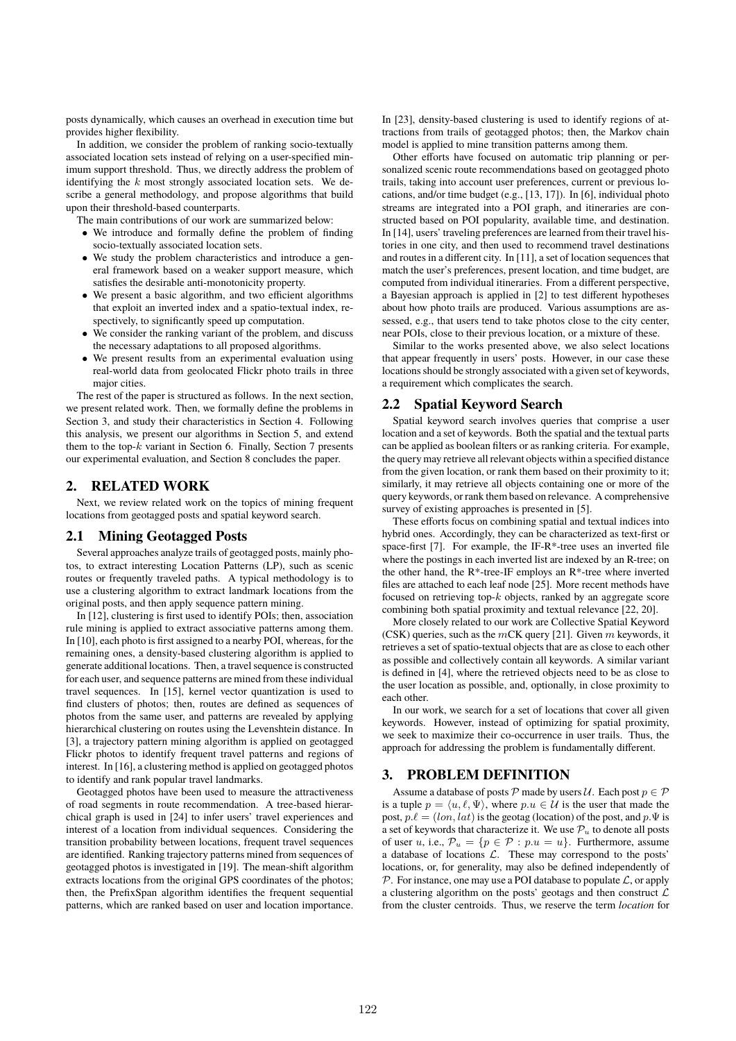posts dynamically, which causes an overhead in execution time but provides higher flexibility.

In addition, we consider the problem of ranking socio-textually associated location sets instead of relying on a user-specified minimum support threshold. Thus, we directly address the problem of identifying the $k$ most strongly associated location sets. We describe a general methodology, and propose algorithms that build upon their threshold-based counterparts.

The main contributions of our work are summarized below:

- We introduce and formally define the problem of finding socio-textually associated location sets.
- We study the problem characteristics and introduce a general framework based on a weaker support measure, which satisfies the desirable anti-monotonicity property.
- We present a basic algorithm, and two efficient algorithms that exploit an inverted index and a spatio-textual index, respectively, to significantly speed up computation.
- We consider the ranking variant of the problem, and discuss the necessary adaptations to all proposed algorithms.
- We present results from an experimental evaluation using real-world data from geolocated Flickr photo trails in three major cities.

The rest of the paper is structured as follows. In the next section, we present related work. Then, we formally define the problems in Section 3, and study their characteristics in Section 4. Following this analysis, we present our algorithms in Section 5, and extend them to the top-$k$ variant in Section 6. Finally, Section 7 presents our experimental evaluation, and Section 8 concludes the paper.

## 2. RELATED WORK

Next, we review related work on the topics of mining frequent locations from geotagged posts and spatial keyword search.

### 2.1 Mining Geotagged Posts

Several approaches analyze trails of geotagged posts, mainly photos, to extract interesting Location Patterns (LP), such as scenic routes or frequently traveled paths. A typical methodology is to use a clustering algorithm to extract landmark locations from the original posts, and then apply sequence pattern mining.

In [12], clustering is first used to identify POIs; then, association rule mining is applied to extract associative patterns among them. In [10], each photo is first assigned to a nearby POI, whereas, for the remaining ones, a density-based clustering algorithm is applied to generate additional locations. Then, a travel sequence is constructed for each user, and sequence patterns are mined from these individual travel sequences. In [15], kernel vector quantization is used to find clusters of photos; then, routes are defined as sequences of photos from the same user, and patterns are revealed by applying hierarchical clustering on routes using the Levenshtein distance. In [3], a trajectory pattern mining algorithm is applied on geotagged Flickr photos to identify frequent travel patterns and regions of interest. In [16], a clustering method is applied on geotagged photos to identify and rank popular travel landmarks.

Geotagged photos have been used to measure the attractiveness of road segments in route recommendation. A tree-based hierarchical graph is used in [24] to infer users' travel experiences and interest of a location from individual sequences. Considering the transition probability between locations, frequent travel sequences are identified. Ranking trajectory patterns mined from sequences of geotagged photos is investigated in [19]. The mean-shift algorithm extracts locations from the original GPS coordinates of the photos; then, the PrefixSpan algorithm identifies the frequent sequential patterns, which are ranked based on user and location importance. In [23], density-based clustering is used to identify regions of attractions from trails of geotagged photos; then, the Markov chain model is applied to mine transition patterns among them.

Other efforts have focused on automatic trip planning or personalized scenic route recommendations based on geotagged photo trails, taking into account user preferences, current or previous locations, and/or time budget (e.g., [13, 17]). In [6], individual photo streams are integrated into a POI graph, and itineraries are constructed based on POI popularity, available time, and destination. In [14], users' traveling preferences are learned from their travel histories in one city, and then used to recommend travel destinations and routes in a different city. In [11], a set of location sequences that match the user's preferences, present location, and time budget, are computed from individual itineraries. From a different perspective, a Bayesian approach is applied in [2] to test different hypotheses about how photo trails are produced. Various assumptions are assessed, e.g., that users tend to take photos close to the city center, near POIs, close to their previous location, or a mixture of these.

Similar to the works presented above, we also select locations that appear frequently in users' posts. However, in our case these locations should be strongly associated with a given set of keywords, a requirement which complicates the search.

### 2.2 Spatial Keyword Search

Spatial keyword search involves queries that comprise a user location and a set of keywords. Both the spatial and the textual parts can be applied as boolean filters or as ranking criteria. For example, the query may retrieve all relevant objects within a specified distance from the given location, or rank them based on their proximity to it; similarly, it may retrieve all objects containing one or more of the query keywords, or rank them based on relevance. A comprehensive survey of existing approaches is presented in [5].

These efforts focus on combining spatial and textual indices into hybrid ones. Accordingly, they can be characterized as text-first or space-first [7]. For example, the IF-R*-tree uses an inverted file where the postings in each inverted list are indexed by an R-tree; on the other hand, the R*-tree-IF employs an R*-tree where inverted files are attached to each leaf node [25]. More recent methods have focused on retrieving top-$k$ objects, ranked by an aggregate score combining both spatial proximity and textual relevance [22, 20].

More closely related to our work are Collective Spatial Keyword (CSK) queries, such as the $m$CK query [21]. Given $m$ keywords, it retrieves a set of spatio-textual objects that are as close to each other as possible and collectively contain all keywords. A similar variant is defined in [4], where the retrieved objects need to be as close to the user location as possible, and, optionally, in close proximity to each other.

In our work, we search for a set of locations that cover all given keywords. However, instead of optimizing for spatial proximity, we seek to maximize their co-occurrence in user trails. Thus, the approach for addressing the problem is fundamentally different.

## 3. PROBLEM DEFINITION

Assume a database of posts $\mathcal{P}$ made by users $\mathcal{U}$. Each post $p \in \mathcal{P}$ is a tuple $p = \langle u, \ell, \Psi \rangle$, where $p.u \in \mathcal{U}$ is the user that made the post, $p.\ell = (lon, lat)$ is the geotag (location) of the post, and $p.\Psi$ is a set of keywords that characterize it. We use $\mathcal{P}_u$ to denote all posts of user $u$, i.e., $\mathcal{P}_u = \{p \in \mathcal{P} : p.u = u\}$. Furthermore, assume a database of locations $\mathcal{L}$. These may correspond to the posts' locations, or, for generality, may also be defined independently of $\mathcal{P}$. For instance, one may use a POI database to populate $\mathcal{L}$, or apply a clustering algorithm on the posts' geotags and then construct $\mathcal{L}$ from the cluster centroids. Thus, we reserve the term *location* for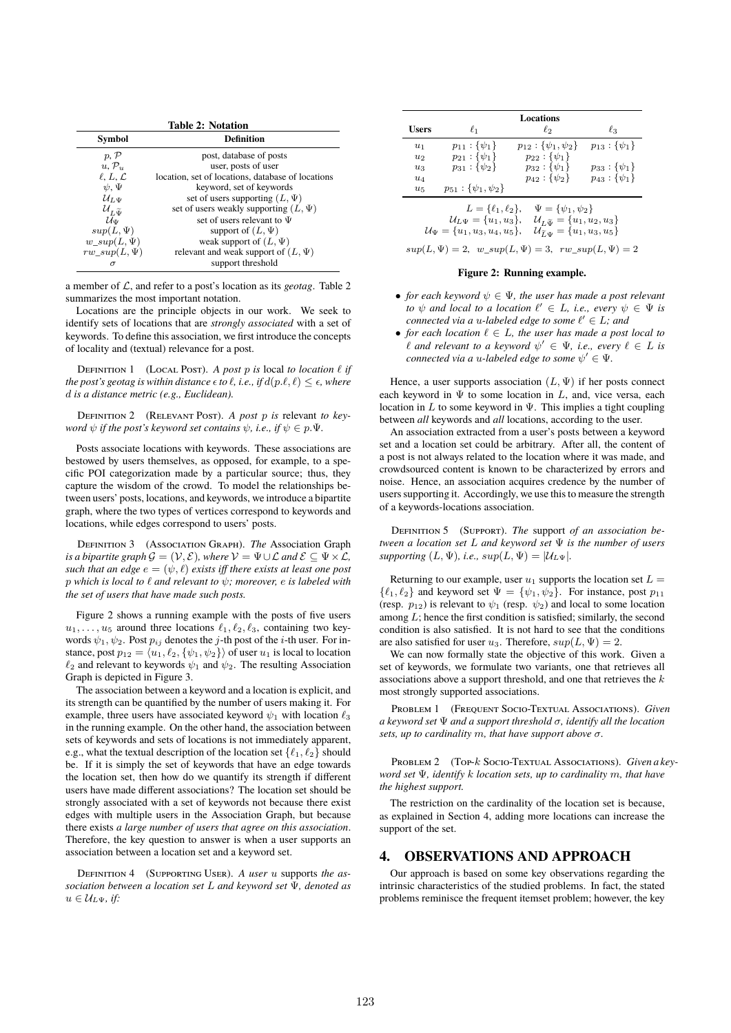**Table 2: Notation**

| Symbol | Definition |
|---|---|
| $p, \mathcal{P}$ | post, database of posts |
| $u, \mathcal{P}_u$ | user, posts of user |
| $\ell, L, \mathcal{L}$ | location, set of locations, database of locations |
| $\psi, \Psi$ | keyword, set of keywords |
| $\mathcal{U}_{L\Psi}$ | set of users supporting $(L, \Psi)$ |
| $\mathcal{U}_{\widetilde{L\Psi}}$ | set of users weakly supporting $(L, \Psi)$ |
| $\mathcal{U}_{\Psi}$ | set of users relevant to $\Psi$ |
| $sup(L, \Psi)$ | support of $(L, \Psi)$ |
| $w\_sup(L, \Psi)$ | weak support of $(L, \Psi)$ |
| $rw\_sup(L, \Psi)$ | relevant and weak support of $(L, \Psi)$ |
| $\sigma$ | support threshold |

a member of $\mathcal{L}$, and refer to a post's location as its *geotag*. Table 2 summarizes the most important notation.

Locations are the principle objects in our work. We seek to identify sets of locations that are *strongly associated* with a set of keywords. To define this association, we first introduce the concepts of locality and (textual) relevance for a post.

Definition 1 (Local Post). *A post $p$ is* local *to location $\ell$ if the post's geotag is within distance $\epsilon$ to $\ell$, i.e., if $d(p.\ell, \ell) \leq \epsilon$, where $d$ is a distance metric (e.g., Euclidean).*

Definition 2 (Relevant Post). *A post $p$ is* relevant *to keyword $\psi$ if the post's keyword set contains $\psi$, i.e., if $\psi \in p.\Psi$.*

Posts associate locations with keywords. These associations are bestowed by users themselves, as opposed, for example, to a specific POI categorization made by a particular source; thus, they capture the wisdom of the crowd. To model the relationships between users' posts, locations, and keywords, we introduce a bipartite graph, where the two types of vertices correspond to keywords and locations, while edges correspond to users' posts.

Definition 3 (Association Graph). *The* Association Graph *is a bipartite graph $\mathcal{G} = (\mathcal{V}, \mathcal{E})$, where $\mathcal{V} = \Psi \cup \mathcal{L}$ and $\mathcal{E} \subseteq \Psi \times \mathcal{L}$, such that an edge $e = (\psi, \ell)$ exists iff there exists at least one post $p$ which is local to $\ell$ and relevant to $\psi$; moreover, $e$ is labeled with the set of users that have made such posts.*

Figure 2 shows a running example with the posts of five users $u_1, \ldots, u_5$ around three locations $\ell_1, \ell_2, \ell_3$, containing two keywords $\psi_1, \psi_2$. Post $p_{ij}$ denotes the $j$-th post of the $i$-th user. For instance, post $p_{12} = \langle u_1, \ell_2, \{\psi_1, \psi_2\}\rangle$ of user $u_1$ is local to location $\ell_2$ and relevant to keywords $\psi_1$ and $\psi_2$. The resulting Association Graph is depicted in Figure 3.

The association between a keyword and a location is explicit, and its strength can be quantified by the number of users making it. For example, three users have associated keyword $\psi_1$ with location $\ell_3$ in the running example. On the other hand, the association between sets of keywords and sets of locations is not immediately apparent, e.g., what the textual description of the location set $\{\ell_1, \ell_2\}$ should be. If it is simply the set of keywords that have an edge towards the location set, then how do we quantify its strength if different users have made different associations? The location set should be strongly associated with a set of keywords not because there exist edges with multiple users in the Association Graph, but because there exists *a large number of users that agree on this association*. Therefore, the key question to answer is when a user supports an association between a location set and a keyword set.

Definition 4 (Supporting User). *A user $u$* supports *the association between a location set $L$ and keyword set $\Psi$, denoted as $u \in \mathcal{U}_{L\Psi}$, if:*

| Users | Locations $\ell_1$ | $\ell_2$ | $\ell_3$ |
|---|---|---|---|
| $u_1$ | $p_{11} : \{\psi_1\}$ | $p_{12} : \{\psi_1, \psi_2\}$ | $p_{13} : \{\psi_1\}$ |
| $u_2$ | $p_{21} : \{\psi_1\}$ | $p_{22} : \{\psi_1\}$ | |
| $u_3$ | $p_{31} : \{\psi_2\}$ | $p_{32} : \{\psi_1\}$ | $p_{33} : \{\psi_1\}$ |
| $u_4$ | | $p_{42} : \{\psi_2\}$ | $p_{43} : \{\psi_1\}$ |
| $u_5$ | $p_{51} : \{\psi_1, \psi_2\}$ | | |

$$L = \{\ell_1, \ell_2\}, \quad \Psi = \{\psi_1, \psi_2\}$$
$$\mathcal{U}_{L\Psi} = \{u_1, u_3\}, \quad \mathcal{U}_{\widetilde{L\Psi}} = \{u_1, u_2, u_3\}$$
$$\mathcal{U}_{\Psi} = \{u_1, u_3, u_4, u_5\}, \quad \mathcal{U}_{\widetilde{L}\Psi} = \{u_1, u_3, u_5\}$$
$$sup(L, \Psi) = 2, \;\; w\_sup(L, \Psi) = 3, \;\; rw\_sup(L, \Psi) = 2$$

**Figure 2: Running example.**

- *for each keyword $\psi \in \Psi$, the user has made a post relevant to $\psi$ and local to a location $\ell' \in L$, i.e., every $\psi \in \Psi$ is connected via a $u$-labeled edge to some $\ell' \in L$; and*
- *for each location $\ell \in L$, the user has made a post local to $\ell$ and relevant to a keyword $\psi' \in \Psi$, i.e., every $\ell \in L$ is connected via a $u$-labeled edge to some $\psi' \in \Psi$.*

Hence, a user supports association $(L, \Psi)$ if her posts connect each keyword in $\Psi$ to some location in $L$, and, vice versa, each location in $L$ to some keyword in $\Psi$. This implies a tight coupling between *all* keywords and *all* locations, according to the user.

An association extracted from a user's posts between a keyword set and a location set could be arbitrary. After all, the content of a post is not always related to the location where it was made, and crowdsourced content is known to be characterized by errors and noise. Hence, an association acquires credence by the number of users supporting it. Accordingly, we use this to measure the strength of a keywords-locations association.

Definition 5 (Support). *The* support *of an association between a location set $L$ and keyword set $\Psi$ is the number of users supporting $(L, \Psi)$, i.e., $sup(L, \Psi) = |\mathcal{U}_{L\Psi}|$.*

Returning to our example, user $u_1$ supports the location set $L = \{\ell_1, \ell_2\}$ and keyword set $\Psi = \{\psi_1, \psi_2\}$. For instance, post $p_{11}$ (resp. $p_{12}$) is relevant to $\psi_1$ (resp. $\psi_2$) and local to some location among $L$; hence the first condition is satisfied; similarly, the second condition is also satisfied. It is not hard to see that the conditions are also satisfied for user $u_3$. Therefore, $sup(L, \Psi) = 2$.

We can now formally state the objective of this work. Given a set of keywords, we formulate two variants, one that retrieves all associations above a support threshold, and one that retrieves the $k$ most strongly supported associations.

Problem 1 (Frequent Socio-Textual Associations). *Given a keyword set $\Psi$ and a support threshold $\sigma$, identify all the location sets, up to cardinality $m$, that have support above $\sigma$.*

Problem 2 (Top-$k$ Socio-Textual Associations). *Given a keyword set $\Psi$, identify $k$ location sets, up to cardinality $m$, that have the highest support.*

The restriction on the cardinality of the location set is because, as explained in Section 4, adding more locations can increase the support of the set.

## 4. OBSERVATIONS AND APPROACH

Our approach is based on some key observations regarding the intrinsic characteristics of the studied problems. In fact, the stated problems reminisce the frequent itemset problem; however, the key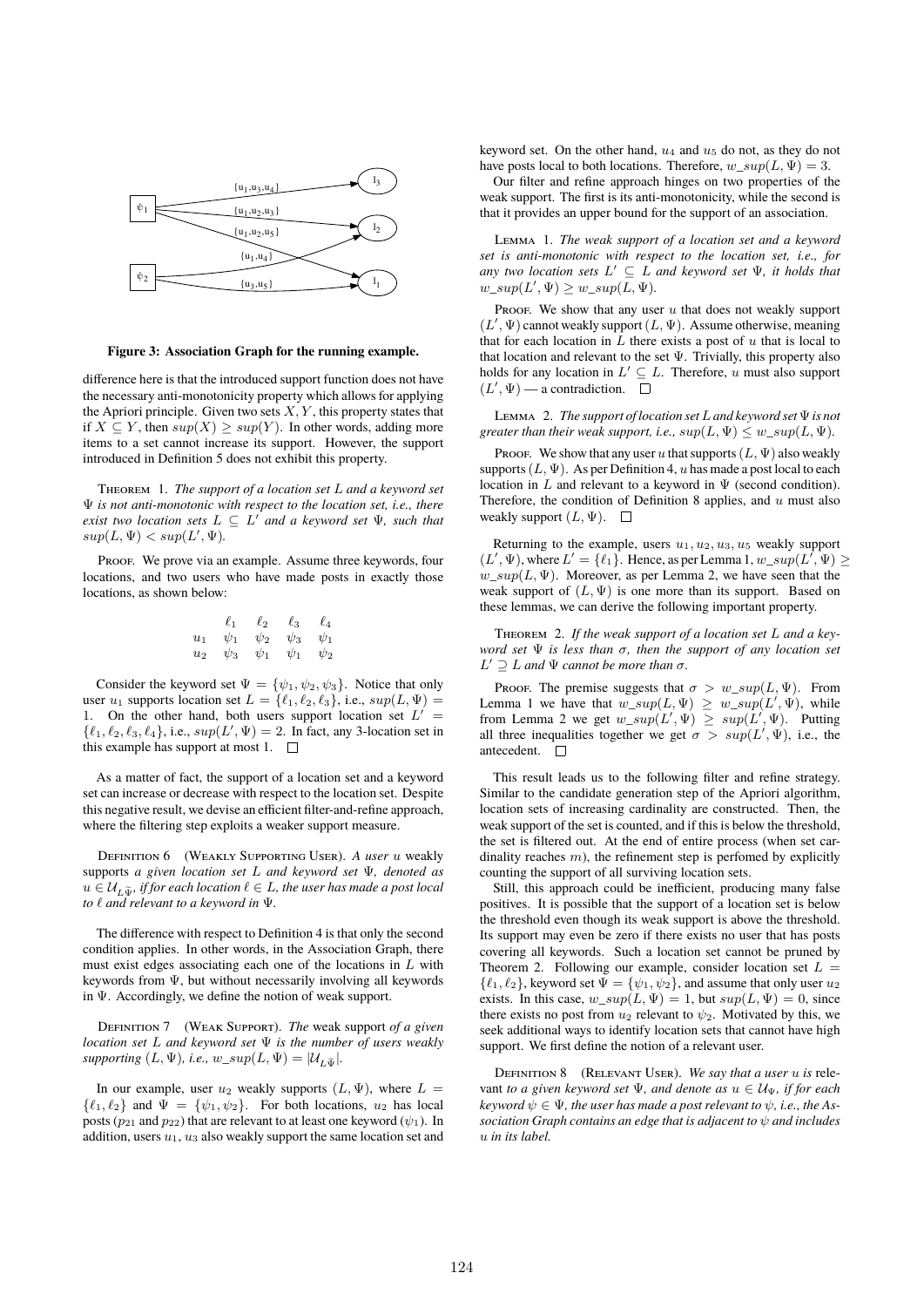**Figure 3: Association Graph for the running example.**

difference here is that the introduced support function does not have the necessary anti-monotonicity property which allows for applying the Apriori principle. Given two sets $X, Y$, this property states that if $X \subseteq Y$, then $sup(X) \geq sup(Y)$. In other words, adding more items to a set cannot increase its support. However, the support introduced in Definition 5 does not exhibit this property.

Theorem 1. *The support of a location set $L$ and a keyword set $\Psi$ is not anti-monotonic with respect to the location set, i.e., there exist two location sets $L \subseteq L'$ and a keyword set $\Psi$, such that $sup(L, \Psi) < sup(L', \Psi)$.*

Proof. We prove via an example. Assume three keywords, four locations, and two users who have made posts in exactly those locations, as shown below:

| | $\ell_1$ | $\ell_2$ | $\ell_3$ | $\ell_4$ |
|---|---|---|---|---|
| $u_1$ | $\psi_1$ | $\psi_2$ | $\psi_3$ | $\psi_1$ |
| $u_2$ | $\psi_3$ | $\psi_1$ | $\psi_1$ | $\psi_2$ |

Consider the keyword set $\Psi = \{\psi_1, \psi_2, \psi_3\}$. Notice that only user $u_1$ supports location set $L = \{\ell_1, \ell_2, \ell_3\}$, i.e., $sup(L, \Psi) = 1$. On the other hand, both users support location set $L' = \{\ell_1, \ell_2, \ell_3, \ell_4\}$, i.e., $sup(L', \Psi) = 2$. In fact, any 3-location set in this example has support at most 1. $\square$

As a matter of fact, the support of a location set and a keyword set can increase or decrease with respect to the location set. Despite this negative result, we devise an efficient filter-and-refine approach, where the filtering step exploits a weaker support measure.

Definition 6 (Weakly Supporting User). *A user $u$ weakly supports a given location set $L$ and keyword set $\Psi$, denoted as $u \in \mathcal{U}_{L\tilde{\Psi}}$, if for each location $\ell \in L$, the user has made a post local to $\ell$ and relevant to a keyword in $\Psi$.*

The difference with respect to Definition 4 is that only the second condition applies. In other words, in the Association Graph, there must exist edges associating each one of the locations in $L$ with keywords from $\Psi$, but without necessarily involving all keywords in $\Psi$. Accordingly, we define the notion of weak support.

Definition 7 (Weak Support). *The* weak support *of a given location set $L$ and keyword set $\Psi$ is the number of users weakly supporting $(L, \Psi)$, i.e., $w\_sup(L, \Psi) = |\mathcal{U}_{L\tilde{\Psi}}|$.*

In our example, user $u_2$ weakly supports $(L, \Psi)$, where $L = \{\ell_1, \ell_2\}$ and $\Psi = \{\psi_1, \psi_2\}$. For both locations, $u_2$ has local posts ($p_{21}$ and $p_{22}$) that are relevant to at least one keyword ($\psi_1$). In addition, users $u_1, u_3$ also weakly support the same location set and keyword set. On the other hand, $u_4$ and $u_5$ do not, as they do not have posts local to both locations. Therefore, $w\_sup(L, \Psi) = 3$.

Our filter and refine approach hinges on two properties of the weak support. The first is its anti-monotonicity, while the second is that it provides an upper bound for the support of an association.

Lemma 1. *The weak support of a location set and a keyword set is anti-monotonic with respect to the location set, i.e., for any two location sets $L' \subseteq L$ and keyword set $\Psi$, it holds that $w\_sup(L', \Psi) \geq w\_sup(L, \Psi)$.*

Proof. We show that any user $u$ that does not weakly support $(L', \Psi)$ cannot weakly support $(L, \Psi)$. Assume otherwise, meaning that for each location in $L$ there exists a post of $u$ that is local to that location and relevant to the set $\Psi$. Trivially, this property also holds for any location in $L' \subseteq L$. Therefore, $u$ must also support $(L', \Psi)$ — a contradiction. $\square$

Lemma 2. *The support of location set $L$ and keyword set $\Psi$ is not greater than their weak support, i.e., $sup(L, \Psi) \leq w\_sup(L, \Psi)$.*

Proof. We show that any user $u$ that supports $(L, \Psi)$ also weakly supports $(L, \Psi)$. As per Definition 4, $u$ has made a post local to each location in $L$ and relevant to a keyword in $\Psi$ (second condition). Therefore, the condition of Definition 8 applies, and $u$ must also weakly support $(L, \Psi)$. $\square$

Returning to the example, users $u_1, u_2, u_3, u_5$ weakly support $(L', \Psi)$, where $L' = \{\ell_1\}$. Hence, as per Lemma 1, $w\_sup(L', \Psi) \geq w\_sup(L, \Psi)$. Moreover, as per Lemma 2, we have seen that the weak support of $(L, \Psi)$ is one more than its support. Based on these lemmas, we can derive the following important property.

Theorem 2. *If the weak support of a location set $L$ and a keyword set $\Psi$ is less than $\sigma$, then the support of any location set $L' \supseteq L$ and $\Psi$ cannot be more than $\sigma$.*

Proof. The premise suggests that $\sigma > w\_sup(L, \Psi)$. From Lemma 1 we have that $w\_sup(L, \Psi) \geq w\_sup(L', \Psi)$, while from Lemma 2 we get $w\_sup(L', \Psi) \geq sup(L', \Psi)$. Putting all three inequalities together we get $\sigma > sup(L', \Psi)$, i.e., the antecedent. $\square$

This result leads us to the following filter and refine strategy. Similar to the candidate generation step of the Apriori algorithm, location sets of increasing cardinality are constructed. Then, the weak support of the set is counted, and if this is below the threshold, the set is filtered out. At the end of entire process (when set cardinality reaches $m$), the refinement step is perfomed by explicitly counting the support of all surviving location sets.

Still, this approach could be inefficient, producing many false positives. It is possible that the support of a location set is below the threshold even though its weak support is above the threshold. Its support may even be zero if there exists no user that has posts covering all keywords. Such a location set cannot be pruned by Theorem 2. Following our example, consider location set $L = \{\ell_1, \ell_2\}$, keyword set $\Psi = \{\psi_1, \psi_2\}$, and assume that only user $u_2$ exists. In this case, $w\_sup(L, \Psi) = 1$, but $sup(L, \Psi) = 0$, since there exists no post from $u_2$ relevant to $\psi_2$. Motivated by this, we seek additional ways to identify location sets that cannot have high support. We first define the notion of a relevant user.

Definition 8 (Relevant User). *We say that a user $u$ is* relevant *to a given keyword set $\Psi$, and denote as $u \in \mathcal{U}_{\Psi}$, if for each keyword $\psi \in \Psi$, the user has made a post relevant to $\psi$, i.e., the Association Graph contains an edge that is adjacent to $\psi$ and includes $u$ in its label.*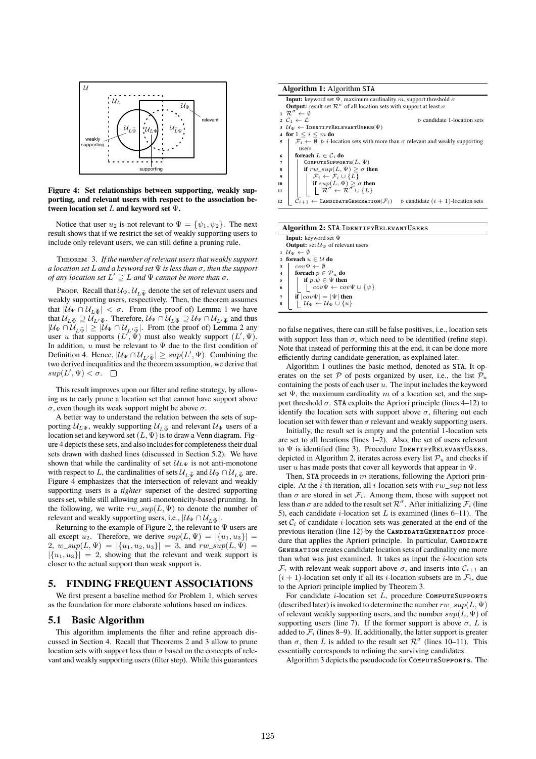**Figure 4: Set relationships between supporting, weakly supporting, and relevant users with respect to the association between location set $L$ and keyword set $\Psi$.**

Notice that user $u_2$ is not relevant to $\Psi = \{\psi_1, \psi_2\}$. The next result shows that if we restrict the set of weakly supporting users to include only relevant users, we can still define a pruning rule.

THEOREM 3. *If the number of relevant users that weakly support a location set $L$ and a keyword set $\Psi$ is less than $\sigma$, then the support of any location set $L' \supseteq L$ and $\Psi$ cannot be more than $\sigma$.*

PROOF. Recall that $\mathcal{U}_\Psi, \mathcal{U}_{L\widetilde{\Psi}}$ denote the set of relevant users and weakly supporting users, respectively. Then, the theorem assumes that $|\mathcal{U}_\Psi \cap \mathcal{U}_{L\widetilde{\Psi}}| < \sigma$. From (the proof of) Lemma 1 we have that $\mathcal{U}_{L\widetilde{\Psi}} \supseteq \mathcal{U}_{L'\widetilde{\Psi}}$. Therefore, $\mathcal{U}_\Psi \cap \mathcal{U}_{L\widetilde{\Psi}} \supseteq \mathcal{U}_\Psi \cap \mathcal{U}_{L'\widetilde{\Psi}}$ and thus $|\mathcal{U}_\Psi \cap \mathcal{U}_{L\widetilde{\Psi}}| \geq |\mathcal{U}_\Psi \cap \mathcal{U}_{L'\widetilde{\Psi}}|$. From (the proof of) Lemma 2 any user $u$ that supports $(L', \Psi)$ must also weakly support $(L', \Psi)$. In addition, $u$ must be relevant to $\Psi$ due to the first condition of Definition 4. Hence, $|\mathcal{U}_\Psi \cap \mathcal{U}_{L'\widetilde{\Psi}}| \geq sup(L', \Psi)$. Combining the two derived inequalities and the theorem assumption, we derive that $sup(L', \Psi) < \sigma$. □

This result improves upon our filter and refine strategy, by allowing us to early prune a location set that cannot have support above $\sigma$, even though its weak support might be above $\sigma$.

A better way to understand the relation between the sets of supporting $\mathcal{U}_{L\Psi}$, weakly supporting $\mathcal{U}_{L\widetilde{\Psi}}$ and relevant $\mathcal{U}_\Psi$ users of a location set and keyword set $(L, \Psi)$ is to draw a Venn diagram. Figure 4 depicts these sets, and also includes for completeness their dual sets drawn with dashed lines (discussed in Section 5.2). We have shown that while the cardinality of set $\mathcal{U}_{L\Psi}$ is not anti-monotone with respect to $L$, the cardinalities of sets $\mathcal{U}_{L\widetilde{\Psi}}$ and $\mathcal{U}_\Psi \cap \mathcal{U}_{L\widetilde{\Psi}}$ are. Figure 4 emphasizes that the intersection of relevant and weakly supporting users is a *tighter* superset of the desired supporting users set, while still allowing anti-monotonicity-based prunning. In the following, we write $rw\_sup(L, \Psi)$ to denote the number of relevant and weakly supporting users, i.e., $|\mathcal{U}_\Psi \cap \mathcal{U}_{L\widetilde{\Psi}}|$.

Returning to the example of Figure 2, the relevant to $\Psi$ users are all except $u_2$. Therefore, we derive $sup(L, \Psi) = |\{u_1, u_3\}| = 2$, $w\_sup(L, \Psi) = |\{u_1, u_2, u_3\}| = 3$, and $rw\_sup(L, \Psi) = |\{u_1, u_3\}| = 2$, showing that the relevant and weak support is closer to the actual support than weak support is.

## 5. FINDING FREQUENT ASSOCIATIONS

We first present a baseline method for Problem 1, which serves as the foundation for more elaborate solutions based on indices.

### 5.1 Basic Algorithm

This algorithm implements the filter and refine approach discussed in Section 4. Recall that Theorems 2 and 3 allow to prune location sets with support less than $\sigma$ based on the concepts of relevant and weakly supporting users (filter step). While this guarantees no false negatives, there can still be false positives, i.e., location sets with support less than $\sigma$, which need to be identified (refine step). Note that instead of performing this at the end, it can be done more efficiently during candidate generation, as explained later.

**Algorithm 1:** Algorithm STA

```
Input: keyword set Ψ, maximum cardinality m, support threshold σ
Output: result set R^σ of all location sets with support at least σ
1  R^σ ← ∅
2  C_1 ← L                                         ▷ candidate 1-location sets
3  U_Ψ ← IdentifyRelevantUsers(Ψ)
4  for 1 ≤ i ≤ m do
5      F_i ← ∅  ▷ i-location sets with more than σ relevant and weakly supporting users
6      foreach L ∈ C_i do
7          ComputeSupports(L, Ψ)
8          if rw_sup(L, Ψ) ≥ σ then
9              F_i ← F_i ∪ {L}
10             if sup(L, Ψ) ≥ σ then
11                 R^σ ← R^σ ∪ {L}
12     C_{i+1} ← CandidateGeneration(F_i)     ▷ candidate (i+1)-location sets
```

**Algorithm 2:** STA.IdentifyRelevantUsers

```
Input: keyword set Ψ
Output: set U_Ψ of relevant users
1  U_Ψ ← ∅
2  foreach u ∈ U do
3      covΨ ← ∅
4      foreach p ∈ P_u do
5          if p.ψ ∈ Ψ then
6              covΨ ← covΨ ∪ {ψ}
7      if |covΨ| = |Ψ| then
8          U_Ψ ← U_Ψ ∪ {u}
```

Algorithm 1 outlines the basic method, denoted as STA. It operates on the set $\mathcal{P}$ of posts organized by user, i.e., the list $\mathcal{P}_u$ containing the posts of each user $u$. The input includes the keyword set $\Psi$, the maximum cardinality $m$ of a location set, and the support threshold $\sigma$. STA exploits the Apriori principle (lines 4–12) to identify the location sets with support above $\sigma$, filtering out each location set with fewer than $\sigma$ relevant and weakly supporting users.

Initially, the result set is empty and the potential 1-location sets are set to all locations (lines 1–2). Also, the set of users relevant to $\Psi$ is identified (line 3). Procedure IdentifyRelevantUsers, depicted in Algorithm 2, iterates across every list $\mathcal{P}_u$ and checks if user $u$ has made posts that cover all keywords that appear in $\Psi$.

Then, STA proceeds in $m$ iterations, following the Apriori principle. At the $i$-th iteration, all $i$-location sets with $rw\_sup$ not less than $\sigma$ are stored in set $\mathcal{F}_i$. Among them, those with support not less than $\sigma$ are added to the result set $\mathcal{R}^\sigma$. After initializing $\mathcal{F}_i$ (line 5), each candidate $i$-location set $L$ is examined (lines 6–11). The set $\mathcal{C}_i$ of candidate $i$-location sets was generated at the end of the previous iteration (line 12) by the CandidateGeneration procedure that applies the Apriori principle. In particular, CandidateGeneration creates candidate location sets of cardinality one more than what was just examined. It takes as input the $i$-location sets $\mathcal{F}_i$ with relevant weak support above $\sigma$, and inserts into $\mathcal{C}_{i+1}$ an $(i+1)$-location set only if all its $i$-location subsets are in $\mathcal{F}_i$, due to the Apriori principle implied by Theorem 3.

For candidate $i$-location set $L$, procedure ComputeSupports (described later) is invoked to determine the number $rw\_sup(L, \Psi)$ of relevant weakly supporting users, and the number $sup(L, \Psi)$ of supporting users (line 7). If the former support is above $\sigma$, $L$ is added to $\mathcal{F}_i$ (lines 8–9). If, additionally, the latter support is greater than $\sigma$, then $L$ is added to the result set $\mathcal{R}^\sigma$ (lines 10–11). This essentially corresponds to refining the surviving candidates.

Algorithm 3 depicts the pseudocode for ComputeSupports. The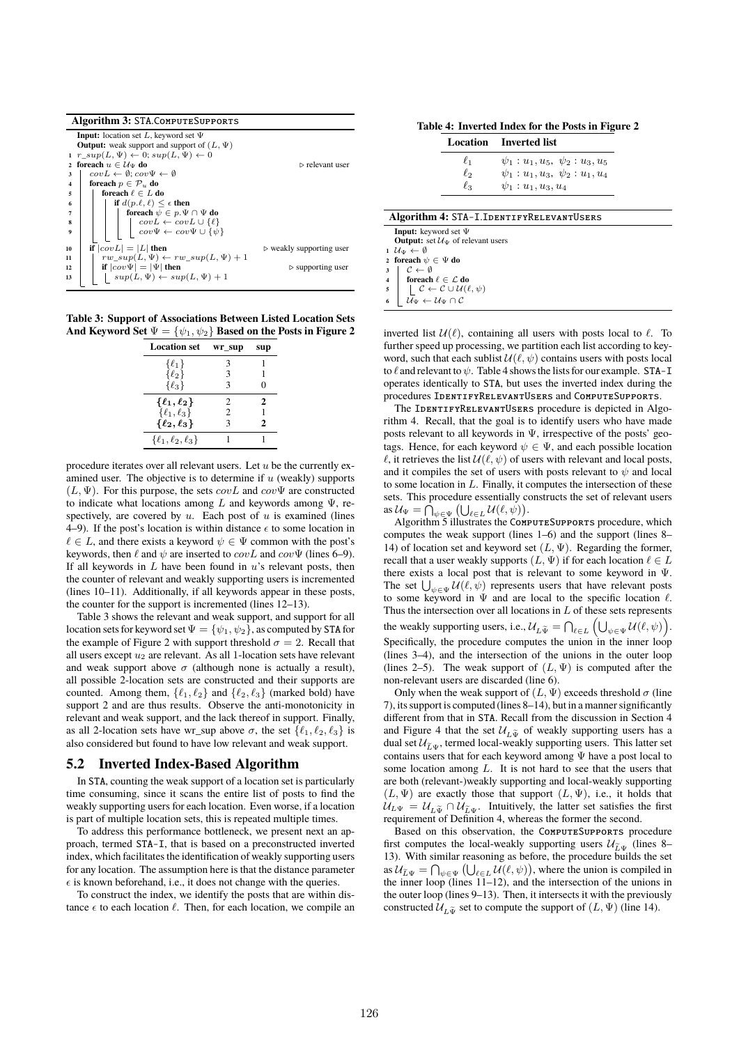**Algorithm 3:** STA.ComputeSupports

```
Input: location set L, keyword set Ψ
Output: weak support and support of (L, Ψ)
1  r_sup(L, Ψ) ← 0; sup(L, Ψ) ← 0
2  foreach u ∈ U_Ψ do                                  ▷ relevant user
3      covL ← ∅; covΨ ← ∅
4      foreach p ∈ P_u do
5          foreach ℓ ∈ L do
6              if d(p.ℓ, ℓ) ≤ ε then
7                  foreach ψ ∈ p.Ψ ∩ Ψ do
8                      covL ← covL ∪ {ℓ}
9                      covΨ ← covΨ ∪ {ψ}
10     if |covL| = |L| then                            ▷ weakly supporting user
11         rw_sup(L, Ψ) ← rw_sup(L, Ψ) + 1
12         if |covΨ| = |Ψ| then                        ▷ supporting user
13             sup(L, Ψ) ← sup(L, Ψ) + 1
```

**Table 3: Support of Associations Between Listed Location Sets And Keyword Set $\Psi = \{\psi_1, \psi_2\}$ Based on the Posts in Figure 2**

| Location set | wr_sup | sup |
|---|---|---|
| $\{\ell_1\}$ | 3 | 1 |
| $\{\ell_2\}$ | 3 | 1 |
| $\{\ell_3\}$ | 3 | 0 |
| $\boldsymbol{\{\ell_1, \ell_2\}}$ | 2 | **2** |
| $\{\ell_1, \ell_3\}$ | 2 | 1 |
| $\boldsymbol{\{\ell_2, \ell_3\}}$ | 3 | **2** |
| $\{\ell_1, \ell_2, \ell_3\}$ | 1 | 1 |

procedure iterates over all relevant users. Let $u$ be the currently examined user. The objective is to determine if $u$ (weakly) supports $(L, \Psi)$. For this purpose, the sets $covL$ and $cov\Psi$ are constructed to indicate what locations among $L$ and keywords among $\Psi$, respectively, are covered by $u$. Each post of $u$ is examined (lines 4–9). If the post's location is within distance $\epsilon$ to some location in $\ell \in L$, and there exists a keyword $\psi \in \Psi$ common with the post's keywords, then $\ell$ and $\psi$ are inserted to $covL$ and $cov\Psi$ (lines 6–9). If all keywords in $L$ have been found in $u$'s relevant posts, then the counter of relevant and weakly supporting users is incremented (lines 10–11). Additionally, if all keywords appear in these posts, the counter for the support is incremented (lines 12–13).

Table 3 shows the relevant and weak support, and support for all location sets for keyword set $\Psi = \{\psi_1, \psi_2\}$, as computed by STA for the example of Figure 2 with support threshold $\sigma = 2$. Recall that all users except $u_2$ are relevant. As all 1-location sets have relevant and weak support above $\sigma$ (although none is actually a result), all possible 2-location sets are constructed and their supports are counted. Among them, $\{\ell_1, \ell_2\}$ and $\{\ell_2, \ell_3\}$ (marked bold) have support 2 and are thus results. Observe the anti-monotonicity in relevant and weak support, and the lack thereof in support. Finally, as all 2-location sets have wr_sup above $\sigma$, the set $\{\ell_1, \ell_2, \ell_3\}$ is also considered but found to have low relevant and weak support.

## 5.2 Inverted Index-Based Algorithm

In STA, counting the weak support of a location set is particularly time consuming, since it scans the entire list of posts to find the weakly supporting users for each location. Even worse, if a location is part of multiple location sets, this is repeated multiple times.

To address this performance bottleneck, we present next an approach, termed STA-I, that is based on a preconstructed inverted index, which facilitates the identification of weakly supporting users for any location. The assumption here is that the distance parameter $\epsilon$ is known beforehand, i.e., it does not change with the queries.

To construct the index, we identify the posts that are within distance $\epsilon$ to each location $\ell$. Then, for each location, we compile an inverted list $\mathcal{U}(\ell)$, containing all users with posts local to $\ell$. To further speed up processing, we partition each list according to keyword, such that each sublist $\mathcal{U}(\ell, \psi)$ contains users with posts local to $\ell$ and relevant to $\psi$. Table 4 shows the lists for our example. STA-I operates identically to STA, but uses the inverted index during the procedures IdentifyRelevantUsers and ComputeSupports.

**Table 4: Inverted Index for the Posts in Figure 2**

| Location | Inverted list |
|---|---|
| $\ell_1$ | $\psi_1 : u_1, u_5,\ \psi_2 : u_3, u_5$ |
| $\ell_2$ | $\psi_1 : u_1, u_3,\ \psi_2 : u_1, u_4$ |
| $\ell_3$ | $\psi_1 : u_1, u_3, u_4$ |

**Algorithm 4:** STA-I.IdentifyRelevantUsers

```
Input: keyword set Ψ
Output: set U_Ψ of relevant users
1  U_Ψ ← ∅
2  foreach ψ ∈ Ψ do
3      C ← ∅
4      foreach ℓ ∈ L do
5          C ← C ∪ U(ℓ, ψ)
6      U_Ψ ← U_Ψ ∩ C
```

The IdentifyRelevantUsers procedure is depicted in Algorithm 4. Recall, that the goal is to identify users who have made posts relevant to all keywords in $\Psi$, irrespective of the posts' geotags. Hence, for each keyword $\psi \in \Psi$, and each possible location $\ell$, it retrieves the list $\mathcal{U}(\ell, \psi)$ of users with relevant and local posts, and it compiles the set of users with posts relevant to $\psi$ and local to some location in $L$. Finally, it computes the intersection of these sets. This procedure essentially constructs the set of relevant users as $\mathcal{U}_\Psi = \bigcap_{\psi \in \Psi} \left( \bigcup_{\ell \in L} \mathcal{U}(\ell, \psi) \right)$.

Algorithm 5 illustrates the ComputeSupports procedure, which computes the weak support (lines 1–6) and the support (lines 8–14) of location set and keyword set $(L, \Psi)$. Regarding the former, recall that a user weakly supports $(L, \Psi)$ if for each location $\ell \in L$ there exists a local post that is relevant to some keyword in $\Psi$. The set $\bigcup_{\psi \in \Psi} \mathcal{U}(\ell, \psi)$ represents users that have relevant posts to some keyword in $\Psi$ and are local to the specific location $\ell$. Thus the intersection over all locations in $L$ of these sets represents the weakly supporting users, i.e., $\mathcal{U}_{L\widetilde{\Psi}} = \bigcap_{\ell \in L} \left( \bigcup_{\psi \in \Psi} \mathcal{U}(\ell, \psi) \right)$. Specifically, the procedure computes the union in the inner loop (lines 3–4), and the intersection of the unions in the outer loop (lines 2–5). The weak support of $(L, \Psi)$ is computed after the non-relevant users are discarded (line 6).

Only when the weak support of $(L, \Psi)$ exceeds threshold $\sigma$ (line 7), its support is computed (lines 8–14), but in a manner significantly different from that in STA. Recall from the discussion in Section 4 and Figure 4 that the set $\mathcal{U}_{L\widetilde{\Psi}}$ of weakly supporting users has a dual set $\mathcal{U}_{\widetilde{L}\Psi}$, termed local-weakly supporting users. This latter set contains users that for each keyword among $\Psi$ have a post local to some location among $L$. It is not hard to see that the users that are both (relevant-)weakly supporting and local-weakly supporting $(L, \Psi)$ are exactly those that support $(L, \Psi)$, i.e., it holds that $\mathcal{U}_{L\Psi} = \mathcal{U}_{L\widetilde{\Psi}} \cap \mathcal{U}_{\widetilde{L}\Psi}$. Intuitively, the latter set satisfies the first requirement of Definition 4, whereas the former the second.

Based on this observation, the ComputeSupports procedure first computes the local-weakly supporting users $\mathcal{U}_{\widetilde{L}\Psi}$ (lines 8–13). With similar reasoning as before, the procedure builds the set as $\mathcal{U}_{\widetilde{L}\Psi} = \bigcap_{\psi \in \Psi} \left( \bigcup_{\ell \in L} \mathcal{U}(\ell, \psi) \right)$, where the union is compiled in the inner loop (lines 11–12), and the intersection of the unions in the outer loop (lines 9–13). Then, it intersects it with the previously constructed $\mathcal{U}_{L\widetilde{\Psi}}$ set to compute the support of $(L, \Psi)$ (line 14).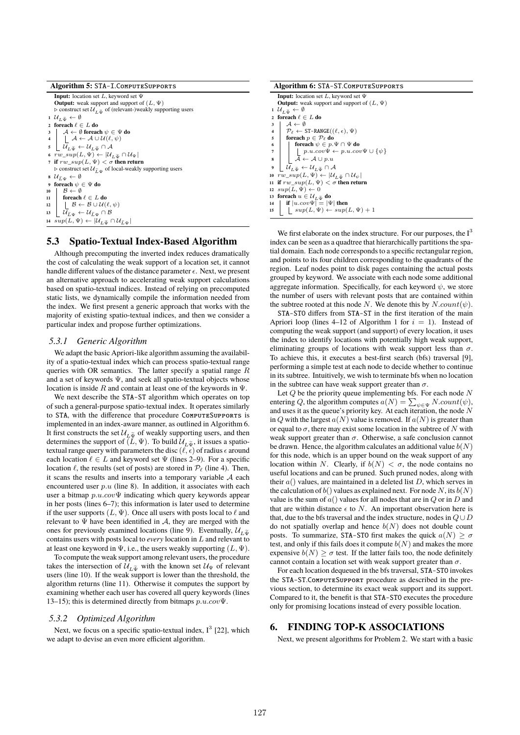**Algorithm 5:** STA-I.ComputeSupports

```
Input: location set L, keyword set Ψ
Output: weak support and support of (L, Ψ)
▷ construct set U_{L~Ψ} of (relevant-)weakly supporting users
1  U_{L~Ψ} ← ∅
2  foreach ℓ ∈ L do
3      A ← ∅ foreach ψ ∈ Ψ do
4          A ← A ∪ U(ℓ, ψ)
5      U_{L~Ψ} ← U_{L~Ψ} ∩ A
6  rw_sup(L, Ψ) ← |U_{L~Ψ} ∩ U_Ψ|
7  if rw_sup(L, Ψ) < σ then return
   ▷ construct set U_{~LΨ} of local-weakly supporting users
8  U_{~LΨ} ← ∅
9  foreach ψ ∈ Ψ do
10     B ← ∅
11     foreach ℓ ∈ L do
12         B ← B ∪ U(ℓ, ψ)
13     U_{~LΨ} ← U_{~LΨ} ∩ B
14 sup(L, Ψ) ← |U_{L~Ψ} ∩ U_{~LΨ}|
```

## 5.3 Spatio-Textual Index-Based Algorithm

Although precomputing the inverted index reduces dramatically the cost of calculating the weak support of a location set, it cannot handle different values of the distance parameter $\epsilon$. Next, we present an alternative approach to accelerating weak support calculations based on spatio-textual indices. Instead of relying on precomputed static lists, we dynamically compile the information needed from the index. We first present a generic approach that works with the majority of existing spatio-textual indices, and then we consider a particular index and propose further optimizations.

### 5.3.1 Generic Algorithm

We adapt the basic Apriori-like algorithm assuming the availability of a spatio-textual index which can process spatio-textual range queries with OR semantics. The latter specify a spatial range $R$ and a set of keywords $\Psi$, and seek all spatio-textual objects whose location is inside $R$ and contain at least one of the keywords in $\Psi$.

We next describe the STA-ST algorithm which operates on top of such a general-purpose spatio-textual index. It operates similarly to STA, with the difference that procedure ComputeSupports is implemented in an index-aware manner, as outlined in Algorithm 6. It first constructs the set $\mathcal{U}_{L\tilde{\Psi}}$ of weakly supporting users, and then determines the support of $(L, \Psi)$. To build $\mathcal{U}_{L\tilde{\Psi}}$, it issues a spatio-textual range query with parameters the disc $(\ell, \epsilon)$ of radius $\epsilon$ around each location $\ell \in L$ and keyword set $\Psi$ (lines 2–9). For a specific location $\ell$, the results (set of posts) are stored in $\mathcal{P}_\ell$ (line 4). Then, it scans the results and inserts into a temporary variable $\mathcal{A}$ each encountered user $p.u$ (line 8). In addition, it associates with each user a bitmap $p.u.cov\Psi$ indicating which query keywords appear in her posts (lines 6–7); this information is later used to determine if the user supports $(L, \Psi)$. Once all users with posts local to $\ell$ and relevant to $\Psi$ have been identified in $\mathcal{A}$, they are merged with the ones for previously examined locations (line 9). Eventually, $\mathcal{U}_{L\tilde{\Psi}}$ contains users with posts local to *every* location in $L$ and relevant to at least one keyword in $\Psi$, i.e., the users weakly supporting $(L, \Psi)$.

To compute the weak support among relevant users, the procedure takes the intersection of $\mathcal{U}_{L\tilde{\Psi}}$ with the known set $\mathcal{U}_\Psi$ of relevant users (line 10). If the weak support is lower than the threshold, the algorithm returns (line 11). Otherwise it computes the support by examining whether each user has covered all query keywords (lines 13–15); this is determined directly from bitmaps $p.u.cov\Psi$.

### 5.3.2 Optimized Algorithm

Next, we focus on a specific spatio-textual index, I$^3$ [22], which we adapt to devise an even more efficient algorithm.

**Algorithm 6:** STA-ST.ComputeSupports

```
Input: location set L, keyword set Ψ
Output: weak support and support of (L, Ψ)
1  U_{L~Ψ} ← ∅
2  foreach ℓ ∈ L do
3      A ← ∅
4      P_ℓ ← ST-RANGE((ℓ, ϵ), Ψ)
5      foreach p ∈ P_ℓ do
6          foreach ψ ∈ p.Ψ ∩ Ψ do
7              p.u.covΨ ← p.u.covΨ ∪ {ψ}
8          A ← A ∪ p.u
9      U_{L~Ψ} ← U_{L~Ψ} ∩ A
10 rw_sup(L, Ψ) ← |U_{L~Ψ} ∩ U_ψ|
11 if rw_sup(L, Ψ) < σ then return
12 sup(L, Ψ) ← 0
13 foreach u ∈ U_{L~Ψ} do
14     if |u.covΨ| = |Ψ| then
15         sup(L, Ψ) ← sup(L, Ψ) + 1
```

We first elaborate on the index structure. For our purposes, the I$^3$ index can be seen as a quadtree that hierarchically partitions the spatial domain. Each node corresponds to a specific rectangular region, and points to its four children corresponding to the quadrants of the region. Leaf nodes point to disk pages containing the actual posts grouped by keyword. We associate with each node some additional aggregate information. Specifically, for each keyword $\psi$, we store the number of users with relevant posts that are contained within the subtree rooted at this node $N$. We denote this by $N.count(\psi)$.

STA-STO differs from STA-ST in the first iteration of the main Apriori loop (lines 4–12 of Algorithm 1 for $i = 1$). Instead of computing the weak support (and support) of every location, it uses the index to identify locations with potentially high weak support, eliminating groups of locations with weak support less than $\sigma$. To achieve this, it executes a best-first search (bfs) traversal [9], performing a simple test at each node to decide whether to continue in its subtree. Intuitively, we wish to terminate bfs when no location in the subtree can have weak support greater than $\sigma$.

Let $Q$ be the priority queue implementing bfs. For each node $N$ entering $Q$, the algorithm computes $a(N) = \sum_{\psi \in \Psi} N.count(\psi)$, and uses it as the queue's priority key. At each iteration, the node $N$ in $Q$ with the largest $a(N)$ value is removed. If $a(N)$ is greater than or equal to $\sigma$, there may exist some location in the subtree of $N$ with weak support greater than $\sigma$. Otherwise, a safe conclusion cannot be drawn. Hence, the algorithm calculates an additional value $b(N)$ for this node, which is an upper bound on the weak support of any location within $N$. Clearly, if $b(N) < \sigma$, the node contains no useful locations and can be pruned. Such pruned nodes, along with their $a()$ values, are maintained in a deleted list $D$, which serves in the calculation of $b()$ values as explained next. For node $N$, its $b(N)$ value is the sum of $a()$ values for all nodes that are in $Q$ or in $D$ and that are within distance $\epsilon$ to $N$. An important observation here is that, due to the bfs traversal and the index structure, nodes in $Q \cup D$ do not spatially overlap and hence $b(N)$ does not double count posts. To summarize, STA-STO first makes the quick $a(N) \geq \sigma$ test, and only if this fails does it compute $b(N)$ and makes the more expensive $b(N) \geq \sigma$ test. If the latter fails too, the node definitely cannot contain a location set with weak support greater than $\sigma$.

For each location dequeued in the bfs traversal, STA-STO invokes the STA-ST.ComputeSupport procedure as described in the previous section, to determine its exact weak support and its support. Compared to it, the benefit is that STA-STO executes the procedure only for promising locations instead of every possible location.

# 6. FINDING TOP-K ASSOCIATIONS

Next, we present algorithms for Problem 2. We start with a basic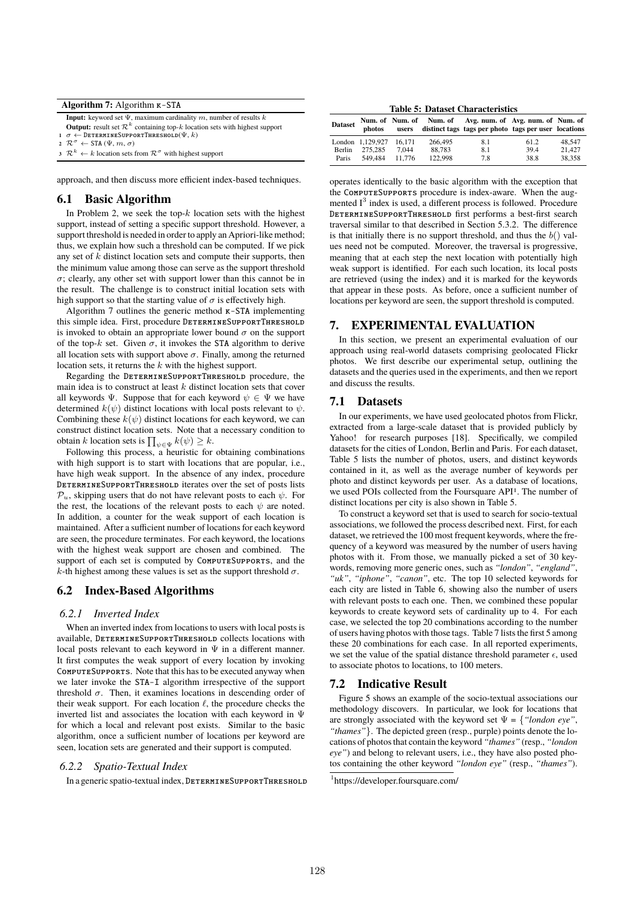**Algorithm 7:** Algorithm κ-STA

**Input:** keyword set $\Psi$, maximum cardinality $m$, number of results $k$
**Output:** result set $\mathcal{R}^k$ containing top-$k$ location sets with highest support

```
1 σ ← DetermineSupportThreshold(Ψ, k)
2 R^σ ← STA (Ψ, m, σ)
3 R^k ← k location sets from R^σ with highest support
```

approach, and then discuss more efficient index-based techniques.

## 6.1 Basic Algorithm

In Problem 2, we seek the top-$k$ location sets with the highest support, instead of setting a specific support threshold. However, a support threshold is needed in order to apply an Apriori-like method; thus, we explain how such a threshold can be computed. If we pick any set of $k$ distinct location sets and compute their supports, then the minimum value among those can serve as the support threshold $\sigma$; clearly, any other set with support lower than this cannot be in the result. The challenge is to construct initial location sets with high support so that the starting value of $\sigma$ is effectively high.

Algorithm 7 outlines the generic method κ-STA implementing this simple idea. First, procedure DetermineSupportThreshold is invoked to obtain an appropriate lower bound $\sigma$ on the support of the top-$k$ set. Given $\sigma$, it invokes the STA algorithm to derive all location sets with support above $\sigma$. Finally, among the returned location sets, it returns the $k$ with the highest support.

Regarding the DetermineSupportThreshold procedure, the main idea is to construct at least $k$ distinct location sets that cover all keywords $\Psi$. Suppose that for each keyword $\psi \in \Psi$ we have determined $k(\psi)$ distinct locations with local posts relevant to $\psi$. Combining these $k(\psi)$ distinct locations for each keyword, we can construct distinct location sets. Note that a necessary condition to obtain $k$ location sets is $\prod_{\psi \in \Psi} k(\psi) \geq k$.

Following this process, a heuristic for obtaining combinations with high support is to start with locations that are popular, i.e., have high weak support. In the absence of any index, procedure DetermineSupportThreshold iterates over the set of posts lists $\mathcal{P}_u$, skipping users that do not have relevant posts to each $\psi$. For the rest, the locations of the relevant posts to each $\psi$ are noted. In addition, a counter for the weak support of each location is maintained. After a sufficient number of locations for each keyword are seen, the procedure terminates. For each keyword, the locations with the highest weak support are chosen and combined. The support of each set is computed by ComputeSupports, and the $k$-th highest among these values is set as the support threshold $\sigma$.

## 6.2 Index-Based Algorithms

### 6.2.1 Inverted Index

When an inverted index from locations to users with local posts is available, DetermineSupportThreshold collects locations with local posts relevant to each keyword in $\Psi$ in a different manner. It first computes the weak support of every location by invoking ComputeSupports. Note that this has to be executed anyway when we later invoke the STA-I algorithm irrespective of the support threshold $\sigma$. Then, it examines locations in descending order of their weak support. For each location $\ell$, the procedure checks the inverted list and associates the location with each keyword in $\Psi$ for which a local and relevant post exists. Similar to the basic algorithm, once a sufficient number of locations per keyword are seen, location sets are generated and their support is computed.

### 6.2.2 Spatio-Textual Index

In a generic spatio-textual index, DetermineSupportThreshold operates identically to the basic algorithm with the exception that the ComputeSupports procedure is index-aware. When the augmented $I^3$ index is used, a different process is followed. Procedure DetermineSupportThreshold first performs a best-first search traversal similar to that described in Section 5.3.2. The difference is that initially there is no support threshold, and thus the $b()$ values need not be computed. Moreover, the traversal is progressive, meaning that at each step the next location with potentially high weak support is identified. For each such location, its local posts are retrieved (using the index) and it is marked for the keywords that appear in these posts. As before, once a sufficient number of locations per keyword are seen, the support threshold is computed.

**Table 5: Dataset Characteristics**

| Dataset | Num. of photos | Num. of users | Num. of distinct tags | Avg. num. of tags per photo | Avg. num. of tags per user | Num. of locations |
|---|---|---|---|---|---|---|
| London | 1,129,927 | 16,171 | 266,495 | 8.1 | 61.2 | 48,547 |
| Berlin | 275,285 | 7,044 | 88,783 | 8.1 | 39.4 | 21,427 |
| Paris | 549,484 | 11,776 | 122,998 | 7.8 | 38.8 | 38,358 |

# 7. EXPERIMENTAL EVALUATION

In this section, we present an experimental evaluation of our approach using real-world datasets comprising geolocated Flickr photos. We first describe our experimental setup, outlining the datasets and the queries used in the experiments, and then we report and discuss the results.

## 7.1 Datasets

In our experiments, we have used geolocated photos from Flickr, extracted from a large-scale dataset that is provided publicly by Yahoo! for research purposes [18]. Specifically, we compiled datasets for the cities of London, Berlin and Paris. For each dataset, Table 5 lists the number of photos, users, and distinct keywords contained in it, as well as the average number of keywords per photo and distinct keywords per user. As a database of locations, we used POIs collected from the Foursquare API[1]. The number of distinct locations per city is also shown in Table 5.

To construct a keyword set that is used to search for socio-textual associations, we followed the process described next. First, for each dataset, we retrieved the 100 most frequent keywords, where the frequency of a keyword was measured by the number of users having photos with it. From those, we manually picked a set of 30 keywords, removing more generic ones, such as *"london"*, *"england"*, *"uk"*, *"iphone"*, *"canon"*, etc. The top 10 selected keywords for each city are listed in Table 6, showing also the number of users with relevant posts to each one. Then, we combined these popular keywords to create keyword sets of cardinality up to 4. For each case, we selected the top 20 combinations according to the number of users having photos with those tags. Table 7 lists the first 5 among these 20 combinations for each case. In all reported experiments, we set the value of the spatial distance threshold parameter $\epsilon$, used to associate photos to locations, to 100 meters.

## 7.2 Indicative Result

Figure 5 shows an example of the socio-textual associations our methodology discovers. In particular, we look for locations that are strongly associated with the keyword set $\Psi = \{$*"london eye"*, *"thames"*$\}$. The depicted green (resp., purple) points denote the locations of photos that contain the keyword *"thames"* (resp., *"london eye"*) and belong to relevant users, i.e., they have also posted photos containing the other keyword *"london eye"* (resp., *"thames"*).

[1] https://developer.foursquare.com/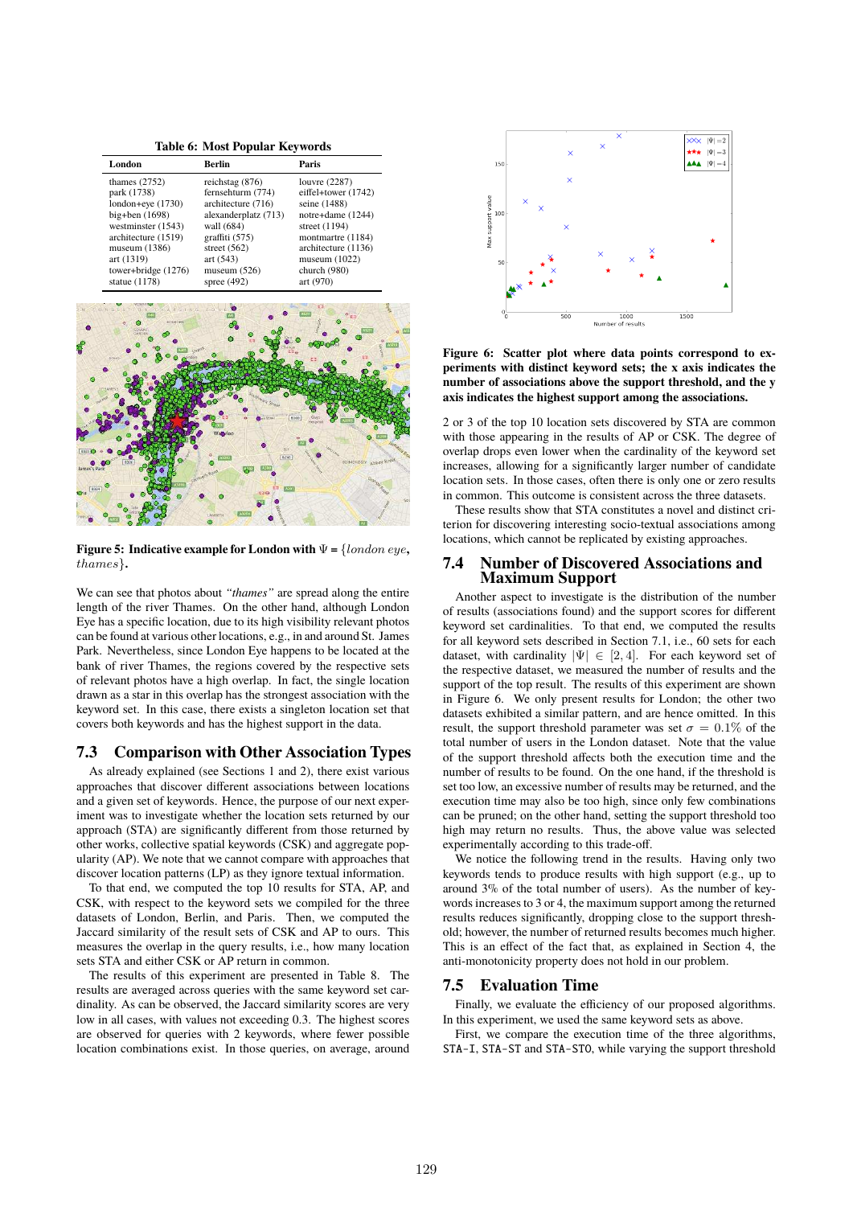**Table 6: Most Popular Keywords**

| London | Berlin | Paris |
|---|---|---|
| thames (2752) | reichstag (876) | louvre (2287) |
| park (1738) | fernsehturm (774) | eiffel+tower (1742) |
| london+eye (1730) | architecture (716) | seine (1488) |
| big+ben (1698) | alexanderplatz (713) | notre+dame (1244) |
| westminster (1543) | wall (684) | street (1194) |
| architecture (1519) | graffiti (575) | montmartre (1184) |
| museum (1386) | street (562) | architecture (1136) |
| art (1319) | art (543) | museum (1022) |
| tower+bridge (1276) | museum (526) | church (980) |
| statue (1178) | spree (492) | art (970) |

**Figure 5: Indicative example for London with $\Psi$ = $\{london\ eye, thames\}$.**

We can see that photos about *"thames"* are spread along the entire length of the river Thames. On the other hand, although London Eye has a specific location, due to its high visibility relevant photos can be found at various other locations, e.g., in and around St. James Park. Nevertheless, since London Eye happens to be located at the bank of river Thames, the regions covered by the respective sets of relevant photos have a high overlap. In fact, the single location drawn as a star in this overlap has the strongest association with the keyword set. In this case, there exists a singleton location set that covers both keywords and has the highest support in the data.

## 7.3 Comparison with Other Association Types

As already explained (see Sections 1 and 2), there exist various approaches that discover different associations between locations and a given set of keywords. Hence, the purpose of our next experiment was to investigate whether the location sets returned by our approach (STA) are significantly different from those returned by other works, collective spatial keywords (CSK) and aggregate popularity (AP). We note that we cannot compare with approaches that discover location patterns (LP) as they ignore textual information.

To that end, we computed the top 10 results for STA, AP, and CSK, with respect to the keyword sets we compiled for the three datasets of London, Berlin, and Paris. Then, we computed the Jaccard similarity of the result sets of CSK and AP to ours. This measures the overlap in the query results, i.e., how many location sets STA and either CSK or AP return in common.

The results of this experiment are presented in Table 8. The results are averaged across queries with the same keyword set cardinality. As can be observed, the Jaccard similarity scores are very low in all cases, with values not exceeding 0.3. The highest scores are observed for queries with 2 keywords, where fewer possible location combinations exist. In those queries, on average, around 2 or 3 of the top 10 location sets discovered by STA are common with those appearing in the results of AP or CSK. The degree of overlap drops even lower when the cardinality of the keyword set increases, allowing for a significantly larger number of candidate location sets. In those cases, often there is only one or zero results in common. This outcome is consistent across the three datasets.

These results show that STA constitutes a novel and distinct criterion for discovering interesting socio-textual associations among locations, which cannot be replicated by existing approaches.

**Figure 6: Scatter plot where data points correspond to experiments with distinct keyword sets; the x axis indicates the number of associations above the support threshold, and the y axis indicates the highest support among the associations.**

## 7.4 Number of Discovered Associations and Maximum Support

Another aspect to investigate is the distribution of the number of results (associations found) and the support scores for different keyword set cardinalities. To that end, we computed the results for all keyword sets described in Section 7.1, i.e., 60 sets for each dataset, with cardinality $|\Psi| \in [2, 4]$. For each keyword set of the respective dataset, we measured the number of results and the support of the top result. The results of this experiment are shown in Figure 6. We only present results for London; the other two datasets exhibited a similar pattern, and are hence omitted. In this result, the support threshold parameter was set $\sigma = 0.1\%$ of the total number of users in the London dataset. Note that the value of the support threshold affects both the execution time and the number of results to be found. On the one hand, if the threshold is set too low, an excessive number of results may be returned, and the execution time may also be too high, since only few combinations can be pruned; on the other hand, setting the support threshold too high may return no results. Thus, the above value was selected experimentally according to this trade-off.

We notice the following trend in the results. Having only two keywords tends to produce results with high support (e.g., up to around 3% of the total number of users). As the number of keywords increases to 3 or 4, the maximum support among the returned results reduces significantly, dropping close to the support threshold; however, the number of returned results becomes much higher. This is an effect of the fact that, as explained in Section 4, the anti-monotonicity property does not hold in our problem.

## 7.5 Evaluation Time

Finally, we evaluate the efficiency of our proposed algorithms. In this experiment, we used the same keyword sets as above.

First, we compare the execution time of the three algorithms, STA-I, STA-ST and STA-STO, while varying the support threshold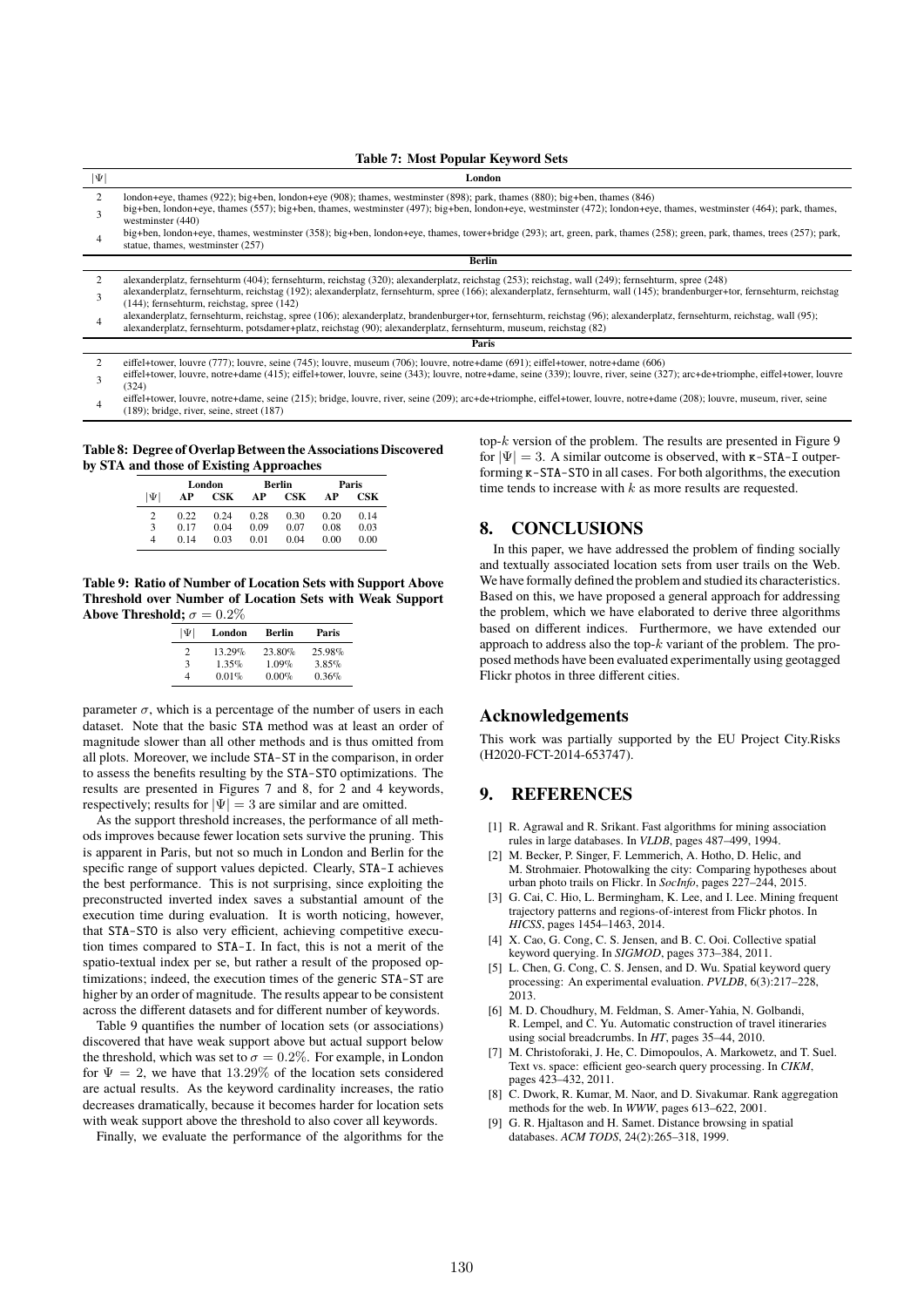**Table 7: Most Popular Keyword Sets**

| $\|\Psi\|$ | London |
|---|---|
| 2 | london+eye, thames (922); big+ben, london+eye (908); thames, westminster (898); park, thames (880); big+ben, thames (846) |
| 3 | big+ben, london+eye, thames (557); big+ben, thames, westminster (497); big+ben, london+eye, westminster (472); london+eye, thames, westminster (464); park, thames, westminster (440) |
| 4 | big+ben, london+eye, thames, westminster (358); big+ben, london+eye, thames, tower+bridge (293); art, green, park, thames (258); green, park, thames, trees (257); park, statue, thames, westminster (257) |
| | **Berlin** |
| 2 | alexanderplatz, fernsehturm (404); fernsehturm, reichstag (320); alexanderplatz, reichstag (253); reichstag, wall (249); fernsehturm, spree (248) |
| 3 | alexanderplatz, fernsehturm, reichstag (192); alexanderplatz, fernsehturm, spree (166); alexanderplatz, fernsehturm, wall (145); brandenburger+tor, fernsehturm, reichstag (144); fernsehturm, reichstag, spree (142) |
| 4 | alexanderplatz, fernsehturm, reichstag, spree (106); alexanderplatz, brandenburger+tor, fernsehturm, reichstag (96); alexanderplatz, fernsehturm, reichstag, wall (95); alexanderplatz, fernsehturm, potsdamer+platz, reichstag (90); alexanderplatz, fernsehturm, museum, reichstag (82) |
| | **Paris** |
| 2 | eiffel+tower, louvre (777); louvre, seine (745); louvre, museum (706); louvre, notre+dame (691); eiffel+tower, notre+dame (606) |
| 3 | eiffel+tower, louvre, notre+dame (415); eiffel+tower, louvre, seine (343); louvre, notre+dame, seine (339); louvre, river, seine (327); arc+de+triomphe, eiffel+tower, louvre (324) |
| 4 | eiffel+tower, louvre, notre+dame, seine (215); bridge, louvre, river, seine (209); arc+de+triomphe, eiffel+tower, louvre, notre+dame (208); louvre, museum, river, seine (189); bridge, river, seine, street (187) |

**Table 8: Degree of Overlap Between the Associations Discovered by STA and those of Existing Approaches**

| | London | | Berlin | | Paris | |
|---|---|---|---|---|---|---|
| $\|\Psi\|$ | AP | CSK | AP | CSK | AP | CSK |
| 2 | 0.22 | 0.24 | 0.28 | 0.30 | 0.20 | 0.14 |
| 3 | 0.17 | 0.04 | 0.09 | 0.07 | 0.08 | 0.03 |
| 4 | 0.14 | 0.03 | 0.01 | 0.04 | 0.00 | 0.00 |

**Table 9: Ratio of Number of Location Sets with Support Above Threshold over Number of Location Sets with Weak Support Above Threshold; $\sigma = 0.2\%$**

| $\|\Psi\|$ | London | Berlin | Paris |
|---|---|---|---|
| 2 | 13.29% | 23.80% | 25.98% |
| 3 | 1.35% | 1.09% | 3.85% |
| 4 | 0.01% | 0.00% | 0.36% |

parameter $\sigma$, which is a percentage of the number of users in each dataset. Note that the basic STA method was at least an order of magnitude slower than all other methods and is thus omitted from all plots. Moreover, we include STA-ST in the comparison, in order to assess the benefits resulting by the STA-STO optimizations. The results are presented in Figures 7 and 8, for 2 and 4 keywords, respectively; results for $|\Psi| = 3$ are similar and are omitted.

As the support threshold increases, the performance of all methods improves because fewer location sets survive the pruning. This is apparent in Paris, but not so much in London and Berlin for the specific range of support values depicted. Clearly, STA-I achieves the best performance. This is not surprising, since exploiting the preconstructed inverted index saves a substantial amount of the execution time during evaluation. It is worth noticing, however, that STA-STO is also very efficient, achieving competitive execution times compared to STA-I. In fact, this is not a merit of the spatio-textual index per se, but rather a result of the proposed optimizations; indeed, the execution times of the generic STA-ST are higher by an order of magnitude. The results appear to be consistent across the different datasets and for different number of keywords.

Table 9 quantifies the number of location sets (or associations) discovered that have weak support above but actual support below the threshold, which was set to $\sigma = 0.2\%$. For example, in London for $\Psi = 2$, we have that $13.29\%$ of the location sets considered are actual results. As the keyword cardinality increases, the ratio decreases dramatically, because it becomes harder for location sets with weak support above the threshold to also cover all keywords.

Finally, we evaluate the performance of the algorithms for the top-$k$ version of the problem. The results are presented in Figure 9 for $|\Psi| = 3$. A similar outcome is observed, with κ-STA-I outperforming κ-STA-STO in all cases. For both algorithms, the execution time tends to increase with $k$ as more results are requested.

## 8. CONCLUSIONS

In this paper, we have addressed the problem of finding socially and textually associated location sets from user trails on the Web. We have formally defined the problem and studied its characteristics. Based on this, we have proposed a general approach for addressing the problem, which we have elaborated to derive three algorithms based on different indices. Furthermore, we have extended our approach to address also the top-$k$ variant of the problem. The proposed methods have been evaluated experimentally using geotagged Flickr photos in three different cities.

## Acknowledgements

This work was partially supported by the EU Project City.Risks (H2020-FCT-2014-653747).

## 9. REFERENCES

[1] R. Agrawal and R. Srikant. Fast algorithms for mining association rules in large databases. In *VLDB*, pages 487–499, 1994.

[2] M. Becker, P. Singer, F. Lemmerich, A. Hotho, D. Helic, and M. Strohmaier. Photowalking the city: Comparing hypotheses about urban photo trails on Flickr. In *SocInfo*, pages 227–244, 2015.

[3] G. Cai, C. Hio, L. Bermingham, K. Lee, and I. Lee. Mining frequent trajectory patterns and regions-of-interest from Flickr photos. In *HICSS*, pages 1454–1463, 2014.

[4] X. Cao, G. Cong, C. S. Jensen, and B. C. Ooi. Collective spatial keyword querying. In *SIGMOD*, pages 373–384, 2011.

[5] L. Chen, G. Cong, C. S. Jensen, and D. Wu. Spatial keyword query processing: An experimental evaluation. *PVLDB*, 6(3):217–228, 2013.

[6] M. D. Choudhury, M. Feldman, S. Amer-Yahia, N. Golbandi, R. Lempel, and C. Yu. Automatic construction of travel itineraries using social breadcrumbs. In *HT*, pages 35–44, 2010.

[7] M. Christoforaki, J. He, C. Dimopoulos, A. Markowetz, and T. Suel. Text vs. space: efficient geo-search query processing. In *CIKM*, pages 423–432, 2011.

[8] C. Dwork, R. Kumar, M. Naor, and D. Sivakumar. Rank aggregation methods for the web. In *WWW*, pages 613–622, 2001.

[9] G. R. Hjaltason and H. Samet. Distance browsing in spatial databases. *ACM TODS*, 24(2):265–318, 1999.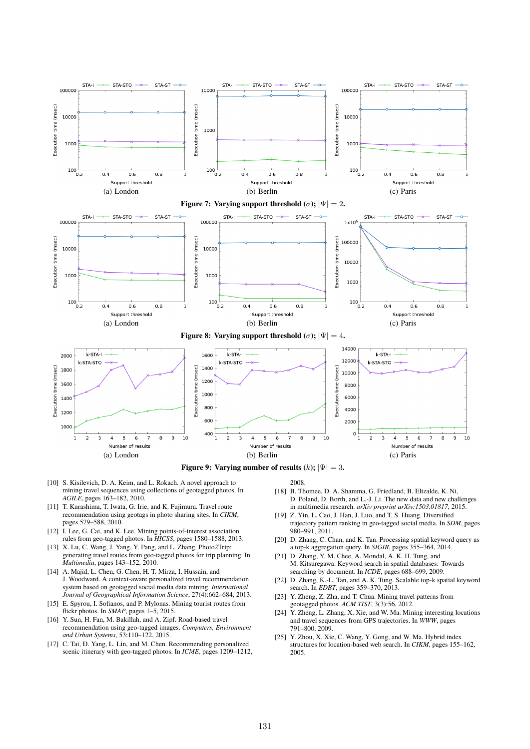STA-I STA-STO STA-ST

100000
10000
1000
100

Execution time (msec)

0.2 0.4 0.6 0.8 1

Support threshold

(a) London

STA-I STA-STO STA-ST

10000
1000
100

Execution time (msec)

0.2 0.4 0.6 0.8 1

Support threshold

(b) Berlin

STA-I STA-STO STA-ST

100000
10000
1000
100

Execution time (msec)

0.2 0.4 0.6 0.8 1

Support threshold

(c) Paris

**Figure 7: Varying support threshold ($\sigma$); $|\Psi| = 2$.**

STA-I STA-STO STA-ST

100000
10000
1000
100

Execution time (msec)

0.2 0.4 0.6 0.8 1

Support threshold

(a) London

STA-I STA-STO STA-ST

100000
10000
1000
100

Execution time (msec)

0.2 0.4 0.6 0.8 1

Support threshold

(b) Berlin

STA-I STA-STO STA-ST

1x10[6]
100000
10000
1000
100

Execution time (msec)

0.2 0.4 0.6 0.8 1

Support threshold

(c) Paris

**Figure 8: Varying support threshold ($\sigma$); $|\Psi| = 4$.**

k-STA-I k-STA-STO

2000
1800
1600
1400
1200
1000

Execution time (msec)

1 2 3 4 5 6 7 8 9 10

Number of results

(a) London

k-STA-I k-STA-STO

1600
1400
1200
1000
800
600
400

Execution time (msec)

1 2 3 4 5 6 7 8 9 10

Number of results

(b) Berlin

k-STA-I k-STA-STO

14000
12000
10000
8000
6000
4000
2000
0

Execution time (msec)

1 2 3 4 5 6 7 8 9 10

Number of results

(c) Paris

**Figure 9: Varying number of results ($k$); $|\Psi| = 3$.**

[10] S. Kisilevich, D. A. Keim, and L. Rokach. A novel approach to mining travel sequences using collections of geotagged photos. In *AGILE*, pages 163–182, 2010.

[11] T. Kurashima, T. Iwata, G. Irie, and K. Fujimura. Travel route recommendation using geotags in photo sharing sites. In *CIKM*, pages 579–588, 2010.

[12] I. Lee, G. Cai, and K. Lee. Mining points-of-interest association rules from geo-tagged photos. In *HICSS*, pages 1580–1588, 2013.

[13] X. Lu, C. Wang, J. Yang, Y. Pang, and L. Zhang. Photo2Trip: generating travel routes from geo-tagged photos for trip planning. In *Multimedia*, pages 143–152, 2010.

[14] A. Majid, L. Chen, G. Chen, H. T. Mirza, I. Hussain, and J. Woodward. A context-aware personalized travel recommendation system based on geotagged social media data mining. *International Journal of Geographical Information Science*, 27(4):662–684, 2013.

[15] E. Spyrou, I. Sofianos, and P. Mylonas. Mining tourist routes from flickr photos. In *SMAP*, pages 1–5, 2015.

[16] Y. Sun, H. Fan, M. Bakillah, and A. Zipf. Road-based travel recommendation using geo-tagged images. *Computers, Environment and Urban Systems*, 53:110–122, 2015.

[17] C. Tai, D. Yang, L. Lin, and M. Chen. Recommending personalized scenic itinerary with geo-tagged photos. In *ICME*, pages 1209–1212, 2008.

[18] B. Thomee, D. A. Shamma, G. Friedland, B. Elizalde, K. Ni, D. Poland, D. Borth, and L.-J. Li. The new data and new challenges in multimedia research. *arXiv preprint arXiv:1503.01817*, 2015.

[19] Z. Yin, L. Cao, J. Han, J. Luo, and T. S. Huang. Diversified trajectory pattern ranking in geo-tagged social media. In *SDM*, pages 980–991, 2011.

[20] D. Zhang, C. Chan, and K. Tan. Processing spatial keyword query as a top-k aggregation query. In *SIGIR*, pages 355–364, 2014.

[21] D. Zhang, Y. M. Chee, A. Mondal, A. K. H. Tung, and M. Kitsuregawa. Keyword search in spatial databases: Towards searching by document. In *ICDE*, pages 688–699, 2009.

[22] D. Zhang, K.-L. Tan, and A. K. Tung. Scalable top-k spatial keyword search. In *EDBT*, pages 359–370, 2013.

[23] Y. Zheng, Z. Zha, and T. Chua. Mining travel patterns from geotagged photos. *ACM TIST*, 3(3):56, 2012.

[24] Y. Zheng, L. Zhang, X. Xie, and W. Ma. Mining interesting locations and travel sequences from GPS trajectories. In *WWW*, pages 791–800, 2009.

[25] Y. Zhou, X. Xie, C. Wang, Y. Gong, and W. Ma. Hybrid index structures for location-based web search. In *CIKM*, pages 155–162, 2005.